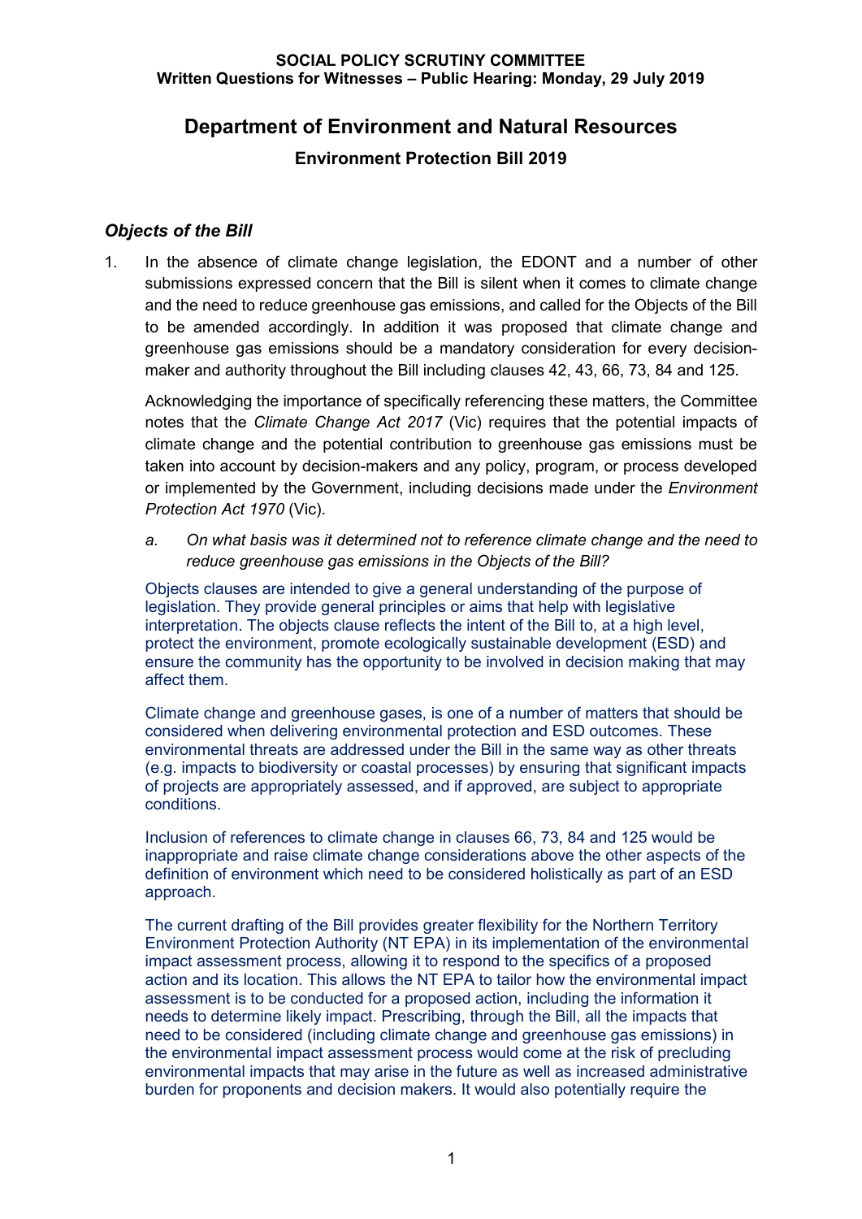**SOCIAL POLICY SCRUTINY COMMITTEE**
**Written Questions for Witnesses – Public Hearing: Monday, 29 July 2019**

# Department of Environment and Natural Resources

## Environment Protection Bill 2019

### *Objects of the Bill*

1. In the absence of climate change legislation, the EDONT and a number of other submissions expressed concern that the Bill is silent when it comes to climate change and the need to reduce greenhouse gas emissions, and called for the Objects of the Bill to be amended accordingly. In addition it was proposed that climate change and greenhouse gas emissions should be a mandatory consideration for every decision-maker and authority throughout the Bill including clauses 42, 43, 66, 73, 84 and 125.

   Acknowledging the importance of specifically referencing these matters, the Committee notes that the *Climate Change Act 2017* (Vic) requires that the potential impacts of climate change and the potential contribution to greenhouse gas emissions must be taken into account by decision-makers and any policy, program, or process developed or implemented by the Government, including decisions made under the *Environment Protection Act 1970* (Vic).

   a. *On what basis was it determined not to reference climate change and the need to reduce greenhouse gas emissions in the Objects of the Bill?*

   Objects clauses are intended to give a general understanding of the purpose of legislation. They provide general principles or aims that help with legislative interpretation. The objects clause reflects the intent of the Bill to, at a high level, protect the environment, promote ecologically sustainable development (ESD) and ensure the community has the opportunity to be involved in decision making that may affect them.

   Climate change and greenhouse gases, is one of a number of matters that should be considered when delivering environmental protection and ESD outcomes. These environmental threats are addressed under the Bill in the same way as other threats (e.g. impacts to biodiversity or coastal processes) by ensuring that significant impacts of projects are appropriately assessed, and if approved, are subject to appropriate conditions.

   Inclusion of references to climate change in clauses 66, 73, 84 and 125 would be inappropriate and raise climate change considerations above the other aspects of the definition of environment which need to be considered holistically as part of an ESD approach.

   The current drafting of the Bill provides greater flexibility for the Northern Territory Environment Protection Authority (NT EPA) in its implementation of the environmental impact assessment process, allowing it to respond to the specifics of a proposed action and its location. This allows the NT EPA to tailor how the environmental impact assessment is to be conducted for a proposed action, including the information it needs to determine likely impact. Prescribing, through the Bill, all the impacts that need to be considered (including climate change and greenhouse gas emissions) in the environmental impact assessment process would come at the risk of precluding environmental impacts that may arise in the future as well as increased administrative burden for proponents and decision makers. It would also potentially require the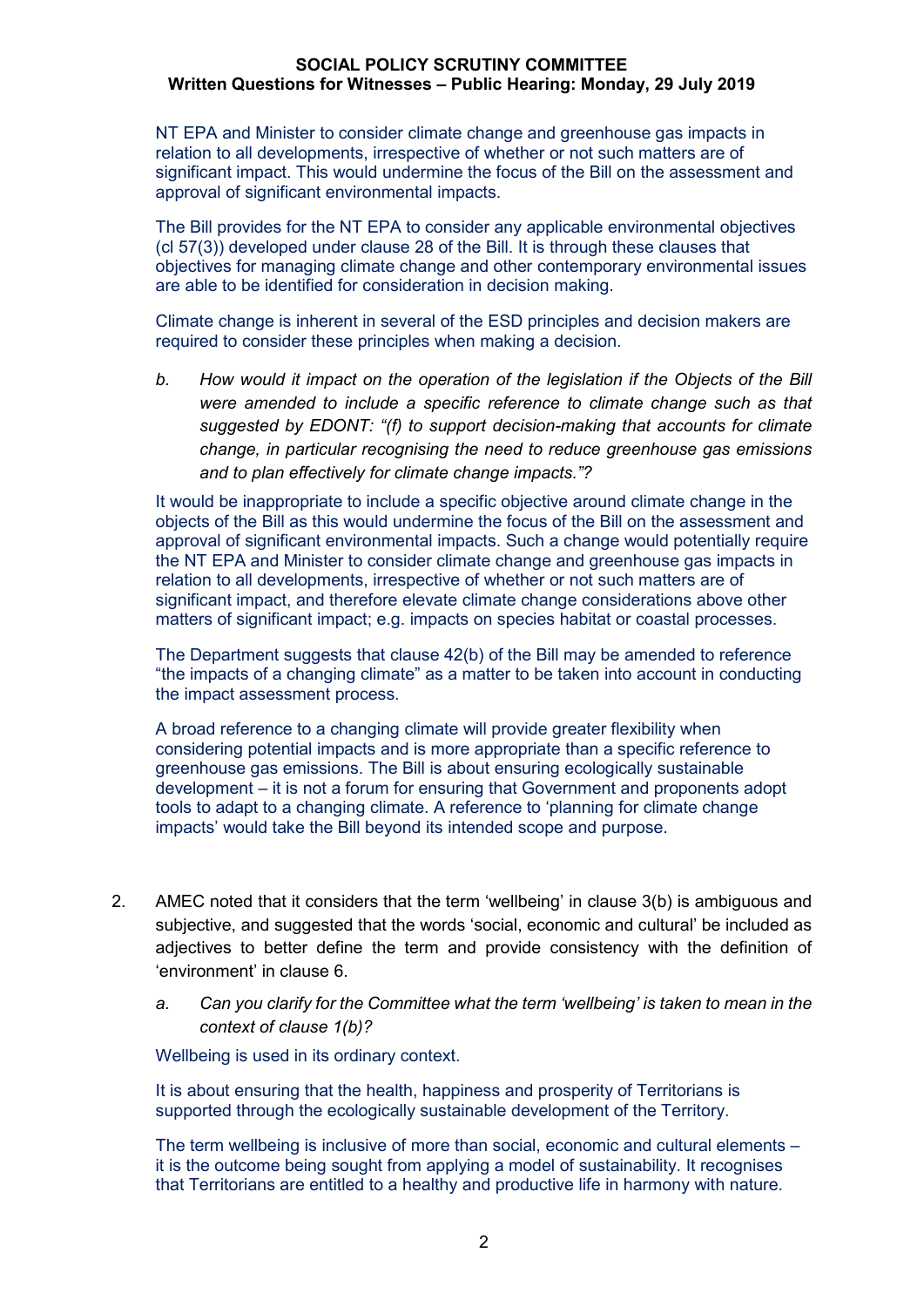NT EPA and Minister to consider climate change and greenhouse gas impacts in relation to all developments, irrespective of whether or not such matters are of significant impact. This would undermine the focus of the Bill on the assessment and approval of significant environmental impacts.

The Bill provides for the NT EPA to consider any applicable environmental objectives (cl 57(3)) developed under clause 28 of the Bill. It is through these clauses that objectives for managing climate change and other contemporary environmental issues are able to be identified for consideration in decision making.

Climate change is inherent in several of the ESD principles and decision makers are required to consider these principles when making a decision.

b. *How would it impact on the operation of the legislation if the Objects of the Bill were amended to include a specific reference to climate change such as that suggested by EDONT: "(f) to support decision-making that accounts for climate change, in particular recognising the need to reduce greenhouse gas emissions and to plan effectively for climate change impacts."?*

It would be inappropriate to include a specific objective around climate change in the objects of the Bill as this would undermine the focus of the Bill on the assessment and approval of significant environmental impacts. Such a change would potentially require the NT EPA and Minister to consider climate change and greenhouse gas impacts in relation to all developments, irrespective of whether or not such matters are of significant impact, and therefore elevate climate change considerations above other matters of significant impact; e.g. impacts on species habitat or coastal processes.

The Department suggests that clause 42(b) of the Bill may be amended to reference "the impacts of a changing climate" as a matter to be taken into account in conducting the impact assessment process.

A broad reference to a changing climate will provide greater flexibility when considering potential impacts and is more appropriate than a specific reference to greenhouse gas emissions. The Bill is about ensuring ecologically sustainable development – it is not a forum for ensuring that Government and proponents adopt tools to adapt to a changing climate. A reference to 'planning for climate change impacts' would take the Bill beyond its intended scope and purpose.

2. AMEC noted that it considers that the term 'wellbeing' in clause 3(b) is ambiguous and subjective, and suggested that the words 'social, economic and cultural' be included as adjectives to better define the term and provide consistency with the definition of 'environment' in clause 6.

   a. *Can you clarify for the Committee what the term 'wellbeing' is taken to mean in the context of clause 1(b)?*

Wellbeing is used in its ordinary context.

It is about ensuring that the health, happiness and prosperity of Territorians is supported through the ecologically sustainable development of the Territory.

The term wellbeing is inclusive of more than social, economic and cultural elements – it is the outcome being sought from applying a model of sustainability. It recognises that Territorians are entitled to a healthy and productive life in harmony with nature.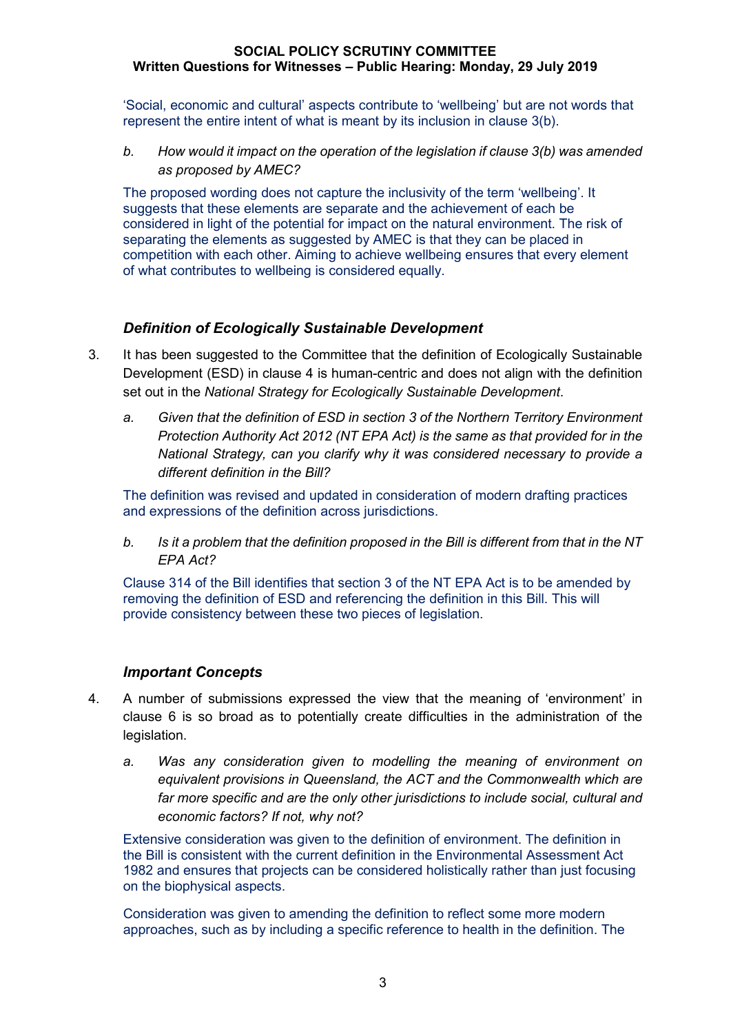'Social, economic and cultural' aspects contribute to 'wellbeing' but are not words that represent the entire intent of what is meant by its inclusion in clause 3(b).

b. *How would it impact on the operation of the legislation if clause 3(b) was amended as proposed by AMEC?*

The proposed wording does not capture the inclusivity of the term 'wellbeing'. It suggests that these elements are separate and the achievement of each be considered in light of the potential for impact on the natural environment. The risk of separating the elements as suggested by AMEC is that they can be placed in competition with each other. Aiming to achieve wellbeing ensures that every element of what contributes to wellbeing is considered equally.

### *Definition of Ecologically Sustainable Development*

3. It has been suggested to the Committee that the definition of Ecologically Sustainable Development (ESD) in clause 4 is human-centric and does not align with the definition set out in the *National Strategy for Ecologically Sustainable Development*.

   a. *Given that the definition of ESD in section 3 of the Northern Territory Environment Protection Authority Act 2012 (NT EPA Act) is the same as that provided for in the National Strategy, can you clarify why it was considered necessary to provide a different definition in the Bill?*

   The definition was revised and updated in consideration of modern drafting practices and expressions of the definition across jurisdictions.

   b. *Is it a problem that the definition proposed in the Bill is different from that in the NT EPA Act?*

   Clause 314 of the Bill identifies that section 3 of the NT EPA Act is to be amended by removing the definition of ESD and referencing the definition in this Bill. This will provide consistency between these two pieces of legislation.

### *Important Concepts*

4. A number of submissions expressed the view that the meaning of 'environment' in clause 6 is so broad as to potentially create difficulties in the administration of the legislation.

   a. *Was any consideration given to modelling the meaning of environment on equivalent provisions in Queensland, the ACT and the Commonwealth which are far more specific and are the only other jurisdictions to include social, cultural and economic factors? If not, why not?*

   Extensive consideration was given to the definition of environment. The definition in the Bill is consistent with the current definition in the Environmental Assessment Act 1982 and ensures that projects can be considered holistically rather than just focusing on the biophysical aspects.

   Consideration was given to amending the definition to reflect some more modern approaches, such as by including a specific reference to health in the definition. The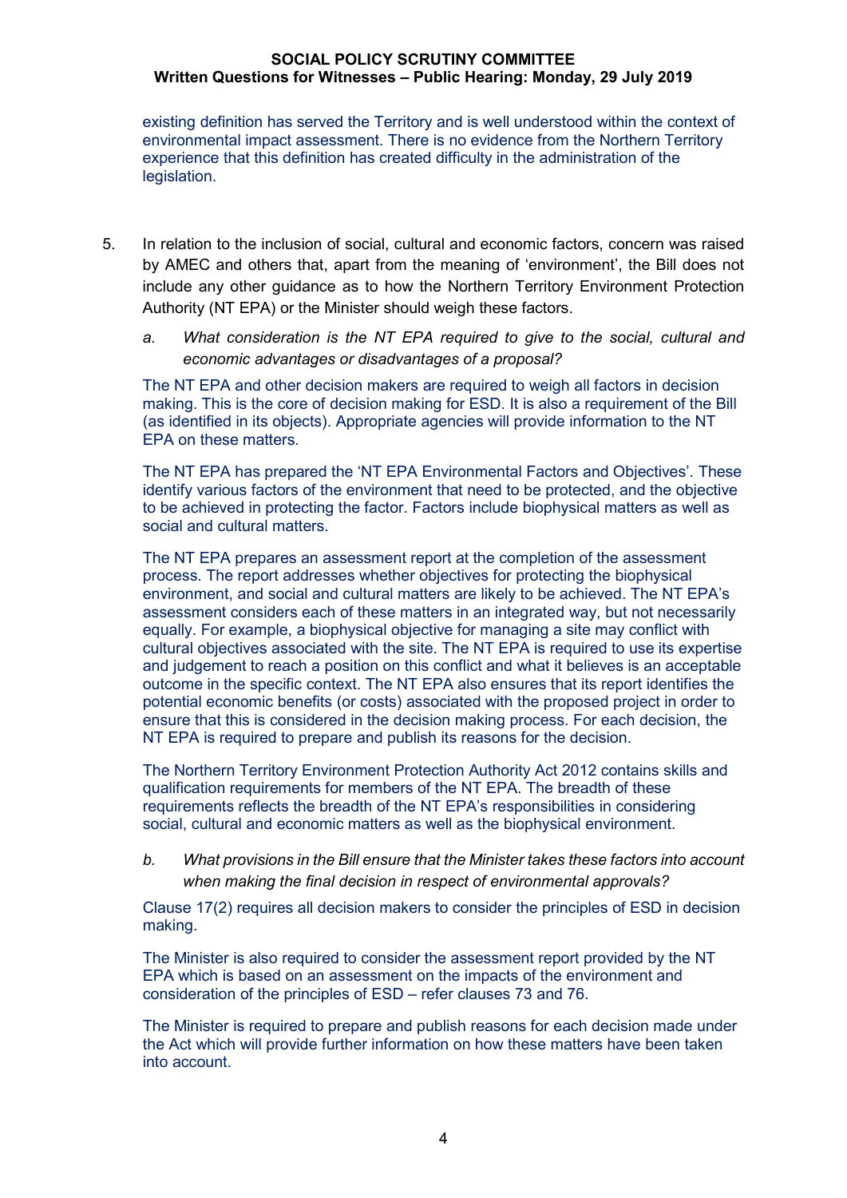existing definition has served the Territory and is well understood within the context of environmental impact assessment. There is no evidence from the Northern Territory experience that this definition has created difficulty in the administration of the legislation.

5. In relation to the inclusion of social, cultural and economic factors, concern was raised by AMEC and others that, apart from the meaning of 'environment', the Bill does not include any other guidance as to how the Northern Territory Environment Protection Authority (NT EPA) or the Minister should weigh these factors.

   a. *What consideration is the NT EPA required to give to the social, cultural and economic advantages or disadvantages of a proposal?*

The NT EPA and other decision makers are required to weigh all factors in decision making. This is the core of decision making for ESD. It is also a requirement of the Bill (as identified in its objects). Appropriate agencies will provide information to the NT EPA on these matters.

The NT EPA has prepared the 'NT EPA Environmental Factors and Objectives'. These identify various factors of the environment that need to be protected, and the objective to be achieved in protecting the factor. Factors include biophysical matters as well as social and cultural matters.

The NT EPA prepares an assessment report at the completion of the assessment process. The report addresses whether objectives for protecting the biophysical environment, and social and cultural matters are likely to be achieved. The NT EPA's assessment considers each of these matters in an integrated way, but not necessarily equally. For example, a biophysical objective for managing a site may conflict with cultural objectives associated with the site. The NT EPA is required to use its expertise and judgement to reach a position on this conflict and what it believes is an acceptable outcome in the specific context. The NT EPA also ensures that its report identifies the potential economic benefits (or costs) associated with the proposed project in order to ensure that this is considered in the decision making process. For each decision, the NT EPA is required to prepare and publish its reasons for the decision.

The Northern Territory Environment Protection Authority Act 2012 contains skills and qualification requirements for members of the NT EPA. The breadth of these requirements reflects the breadth of the NT EPA's responsibilities in considering social, cultural and economic matters as well as the biophysical environment.

   b. *What provisions in the Bill ensure that the Minister takes these factors into account when making the final decision in respect of environmental approvals?*

Clause 17(2) requires all decision makers to consider the principles of ESD in decision making.

The Minister is also required to consider the assessment report provided by the NT EPA which is based on an assessment on the impacts of the environment and consideration of the principles of ESD – refer clauses 73 and 76.

The Minister is required to prepare and publish reasons for each decision made under the Act which will provide further information on how these matters have been taken into account.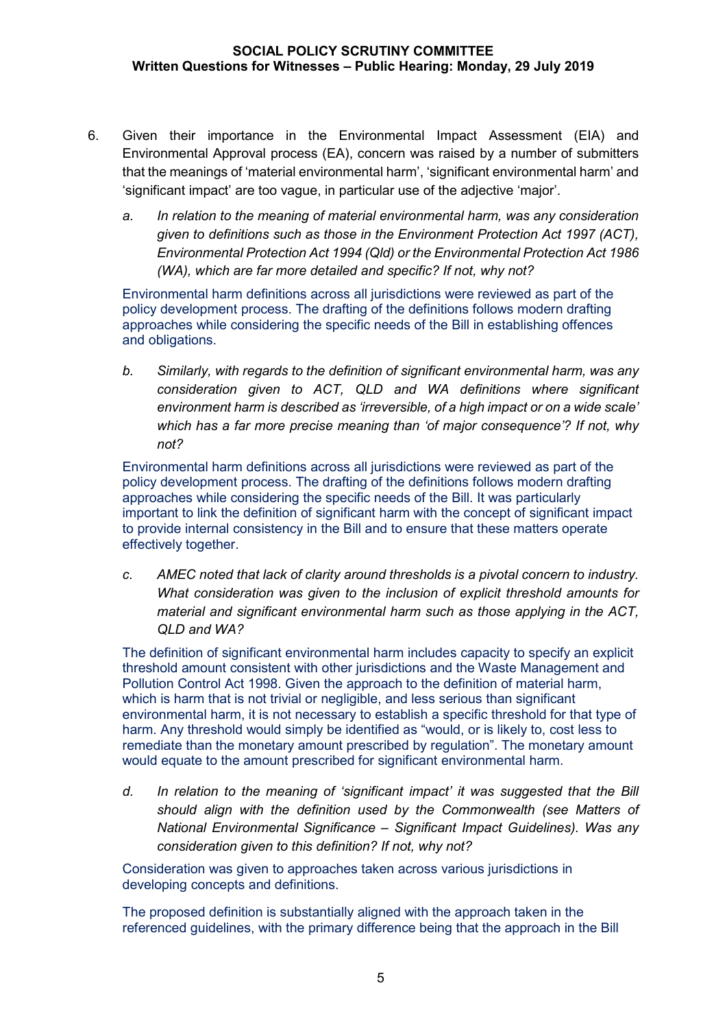6. Given their importance in the Environmental Impact Assessment (EIA) and Environmental Approval process (EA), concern was raised by a number of submitters that the meanings of 'material environmental harm', 'significant environmental harm' and 'significant impact' are too vague, in particular use of the adjective 'major'.

   a. *In relation to the meaning of material environmental harm, was any consideration given to definitions such as those in the Environment Protection Act 1997 (ACT), Environmental Protection Act 1994 (Qld) or the Environmental Protection Act 1986 (WA), which are far more detailed and specific? If not, why not?*

   Environmental harm definitions across all jurisdictions were reviewed as part of the policy development process. The drafting of the definitions follows modern drafting approaches while considering the specific needs of the Bill in establishing offences and obligations.

   b. *Similarly, with regards to the definition of significant environmental harm, was any consideration given to ACT, QLD and WA definitions where significant environment harm is described as 'irreversible, of a high impact or on a wide scale' which has a far more precise meaning than 'of major consequence'? If not, why not?*

   Environmental harm definitions across all jurisdictions were reviewed as part of the policy development process. The drafting of the definitions follows modern drafting approaches while considering the specific needs of the Bill. It was particularly important to link the definition of significant harm with the concept of significant impact to provide internal consistency in the Bill and to ensure that these matters operate effectively together.

   c. *AMEC noted that lack of clarity around thresholds is a pivotal concern to industry. What consideration was given to the inclusion of explicit threshold amounts for material and significant environmental harm such as those applying in the ACT, QLD and WA?*

   The definition of significant environmental harm includes capacity to specify an explicit threshold amount consistent with other jurisdictions and the Waste Management and Pollution Control Act 1998. Given the approach to the definition of material harm, which is harm that is not trivial or negligible, and less serious than significant environmental harm, it is not necessary to establish a specific threshold for that type of harm. Any threshold would simply be identified as "would, or is likely to, cost less to remediate than the monetary amount prescribed by regulation". The monetary amount would equate to the amount prescribed for significant environmental harm.

   d. *In relation to the meaning of 'significant impact' it was suggested that the Bill should align with the definition used by the Commonwealth (see Matters of National Environmental Significance – Significant Impact Guidelines). Was any consideration given to this definition? If not, why not?*

   Consideration was given to approaches taken across various jurisdictions in developing concepts and definitions.

   The proposed definition is substantially aligned with the approach taken in the referenced guidelines, with the primary difference being that the approach in the Bill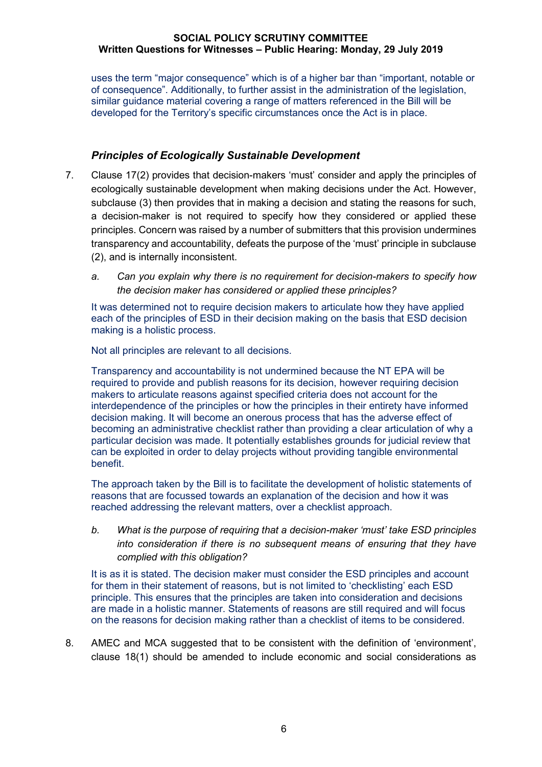uses the term "major consequence" which is of a higher bar than "important, notable or of consequence". Additionally, to further assist in the administration of the legislation, similar guidance material covering a range of matters referenced in the Bill will be developed for the Territory's specific circumstances once the Act is in place.

### *Principles of Ecologically Sustainable Development*

7. Clause 17(2) provides that decision-makers 'must' consider and apply the principles of ecologically sustainable development when making decisions under the Act. However, subclause (3) then provides that in making a decision and stating the reasons for such, a decision-maker is not required to specify how they considered or applied these principles. Concern was raised by a number of submitters that this provision undermines transparency and accountability, defeats the purpose of the 'must' principle in subclause (2), and is internally inconsistent.

   a. *Can you explain why there is no requirement for decision-makers to specify how the decision maker has considered or applied these principles?*

   It was determined not to require decision makers to articulate how they have applied each of the principles of ESD in their decision making on the basis that ESD decision making is a holistic process.

   Not all principles are relevant to all decisions.

   Transparency and accountability is not undermined because the NT EPA will be required to provide and publish reasons for its decision, however requiring decision makers to articulate reasons against specified criteria does not account for the interdependence of the principles or how the principles in their entirety have informed decision making. It will become an onerous process that has the adverse effect of becoming an administrative checklist rather than providing a clear articulation of why a particular decision was made. It potentially establishes grounds for judicial review that can be exploited in order to delay projects without providing tangible environmental benefit.

   The approach taken by the Bill is to facilitate the development of holistic statements of reasons that are focussed towards an explanation of the decision and how it was reached addressing the relevant matters, over a checklist approach.

   b. *What is the purpose of requiring that a decision-maker 'must' take ESD principles into consideration if there is no subsequent means of ensuring that they have complied with this obligation?*

   It is as it is stated. The decision maker must consider the ESD principles and account for them in their statement of reasons, but is not limited to 'checklisting' each ESD principle. This ensures that the principles are taken into consideration and decisions are made in a holistic manner. Statements of reasons are still required and will focus on the reasons for decision making rather than a checklist of items to be considered.

8. AMEC and MCA suggested that to be consistent with the definition of 'environment', clause 18(1) should be amended to include economic and social considerations as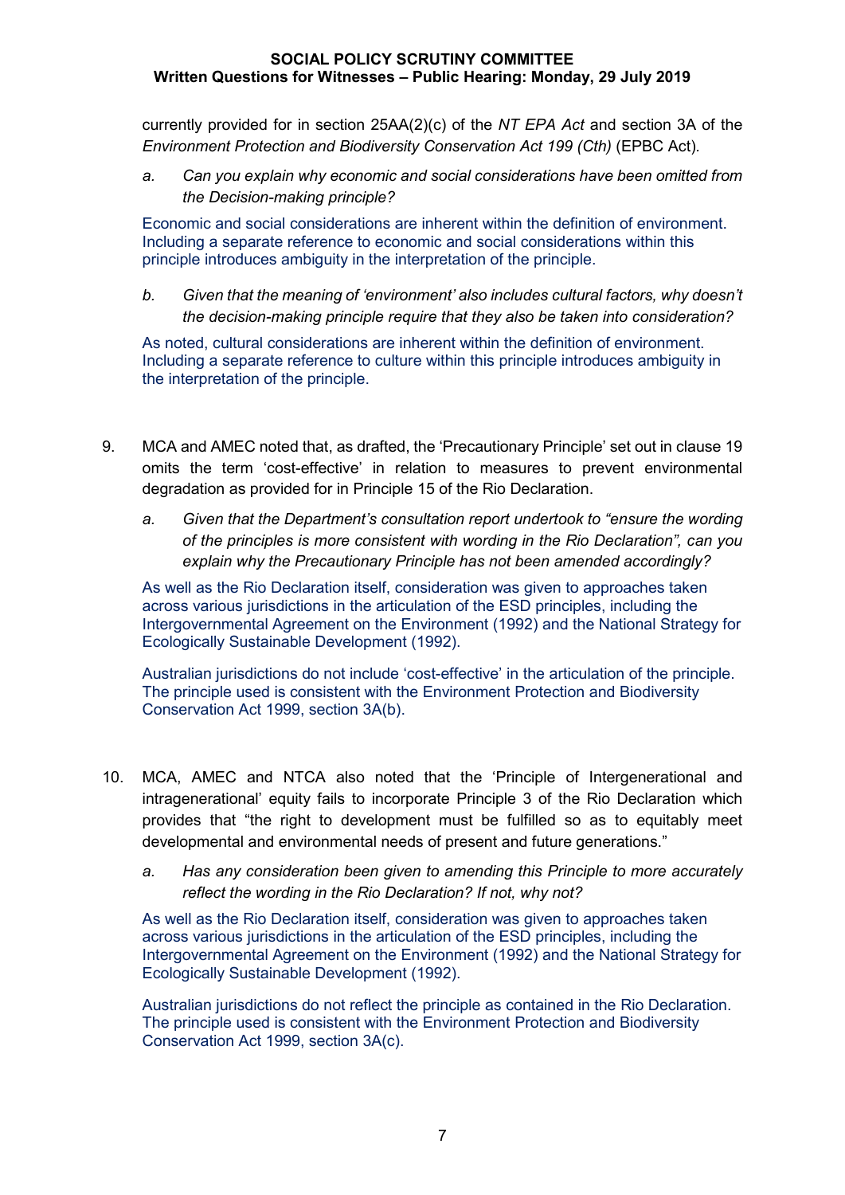currently provided for in section 25AA(2)(c) of the *NT EPA Act* and section 3A of the *Environment Protection and Biodiversity Conservation Act 199 (Cth)* (EPBC Act).

a. *Can you explain why economic and social considerations have been omitted from the Decision-making principle?*

Economic and social considerations are inherent within the definition of environment. Including a separate reference to economic and social considerations within this principle introduces ambiguity in the interpretation of the principle.

b. *Given that the meaning of 'environment' also includes cultural factors, why doesn't the decision-making principle require that they also be taken into consideration?*

As noted, cultural considerations are inherent within the definition of environment. Including a separate reference to culture within this principle introduces ambiguity in the interpretation of the principle.

9. MCA and AMEC noted that, as drafted, the 'Precautionary Principle' set out in clause 19 omits the term 'cost-effective' in relation to measures to prevent environmental degradation as provided for in Principle 15 of the Rio Declaration.

a. *Given that the Department's consultation report undertook to "ensure the wording of the principles is more consistent with wording in the Rio Declaration", can you explain why the Precautionary Principle has not been amended accordingly?*

As well as the Rio Declaration itself, consideration was given to approaches taken across various jurisdictions in the articulation of the ESD principles, including the Intergovernmental Agreement on the Environment (1992) and the National Strategy for Ecologically Sustainable Development (1992).

Australian jurisdictions do not include 'cost-effective' in the articulation of the principle. The principle used is consistent with the Environment Protection and Biodiversity Conservation Act 1999, section 3A(b).

10. MCA, AMEC and NTCA also noted that the 'Principle of Intergenerational and intragenerational' equity fails to incorporate Principle 3 of the Rio Declaration which provides that "the right to development must be fulfilled so as to equitably meet developmental and environmental needs of present and future generations."

a. *Has any consideration been given to amending this Principle to more accurately reflect the wording in the Rio Declaration? If not, why not?*

As well as the Rio Declaration itself, consideration was given to approaches taken across various jurisdictions in the articulation of the ESD principles, including the Intergovernmental Agreement on the Environment (1992) and the National Strategy for Ecologically Sustainable Development (1992).

Australian jurisdictions do not reflect the principle as contained in the Rio Declaration. The principle used is consistent with the Environment Protection and Biodiversity Conservation Act 1999, section 3A(c).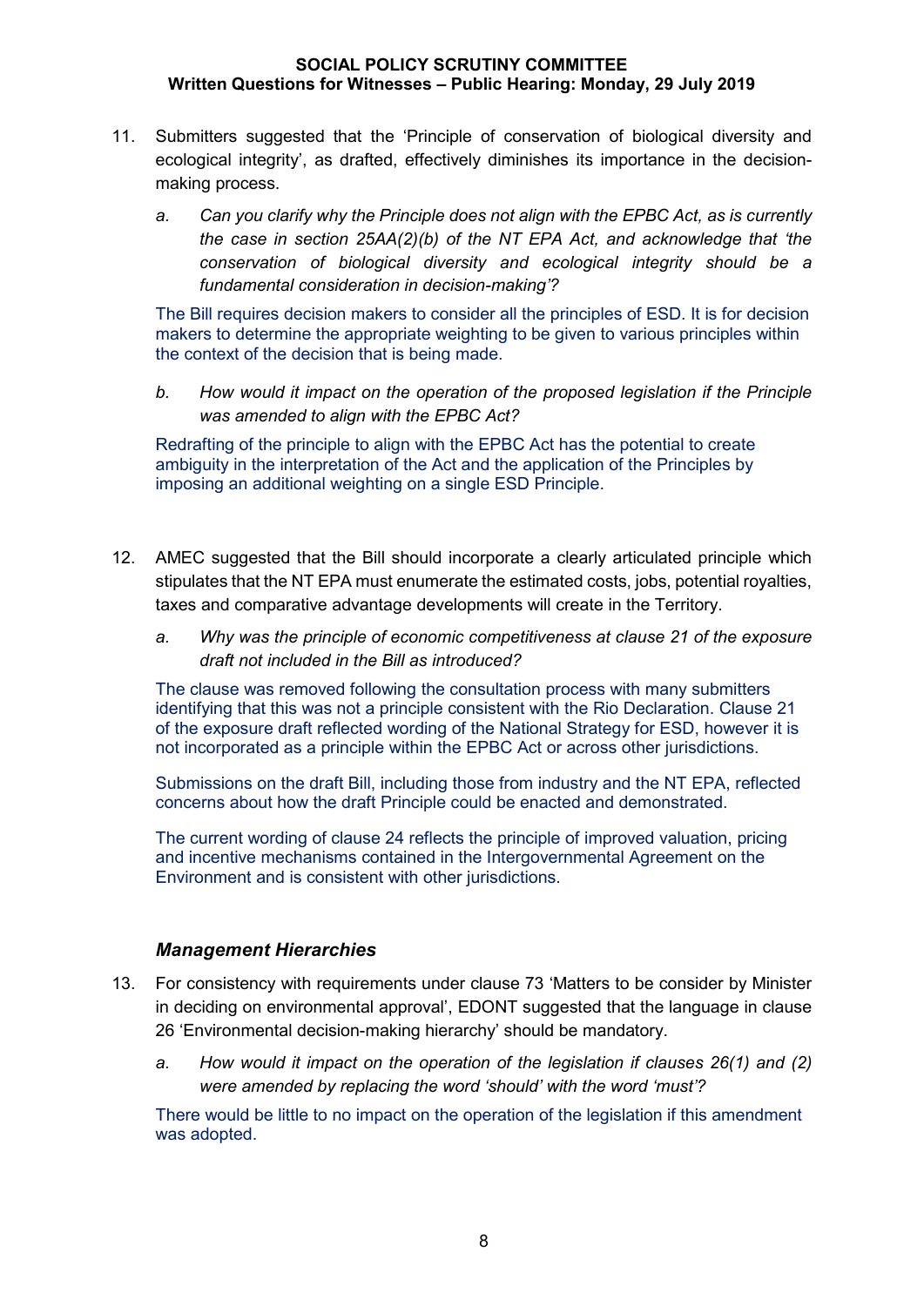11. Submitters suggested that the 'Principle of conservation of biological diversity and ecological integrity', as drafted, effectively diminishes its importance in the decision-making process.

    a. *Can you clarify why the Principle does not align with the EPBC Act, as is currently the case in section 25AA(2)(b) of the NT EPA Act, and acknowledge that 'the conservation of biological diversity and ecological integrity should be a fundamental consideration in decision-making'?*

    The Bill requires decision makers to consider all the principles of ESD. It is for decision makers to determine the appropriate weighting to be given to various principles within the context of the decision that is being made.

    b. *How would it impact on the operation of the proposed legislation if the Principle was amended to align with the EPBC Act?*

    Redrafting of the principle to align with the EPBC Act has the potential to create ambiguity in the interpretation of the Act and the application of the Principles by imposing an additional weighting on a single ESD Principle.

12. AMEC suggested that the Bill should incorporate a clearly articulated principle which stipulates that the NT EPA must enumerate the estimated costs, jobs, potential royalties, taxes and comparative advantage developments will create in the Territory.

    a. *Why was the principle of economic competitiveness at clause 21 of the exposure draft not included in the Bill as introduced?*

    The clause was removed following the consultation process with many submitters identifying that this was not a principle consistent with the Rio Declaration. Clause 21 of the exposure draft reflected wording of the National Strategy for ESD, however it is not incorporated as a principle within the EPBC Act or across other jurisdictions.

    Submissions on the draft Bill, including those from industry and the NT EPA, reflected concerns about how the draft Principle could be enacted and demonstrated.

    The current wording of clause 24 reflects the principle of improved valuation, pricing and incentive mechanisms contained in the Intergovernmental Agreement on the Environment and is consistent with other jurisdictions.

### *Management Hierarchies*

13. For consistency with requirements under clause 73 'Matters to be consider by Minister in deciding on environmental approval', EDONT suggested that the language in clause 26 'Environmental decision-making hierarchy' should be mandatory.

    a. *How would it impact on the operation of the legislation if clauses 26(1) and (2) were amended by replacing the word 'should' with the word 'must'?*

    There would be little to no impact on the operation of the legislation if this amendment was adopted.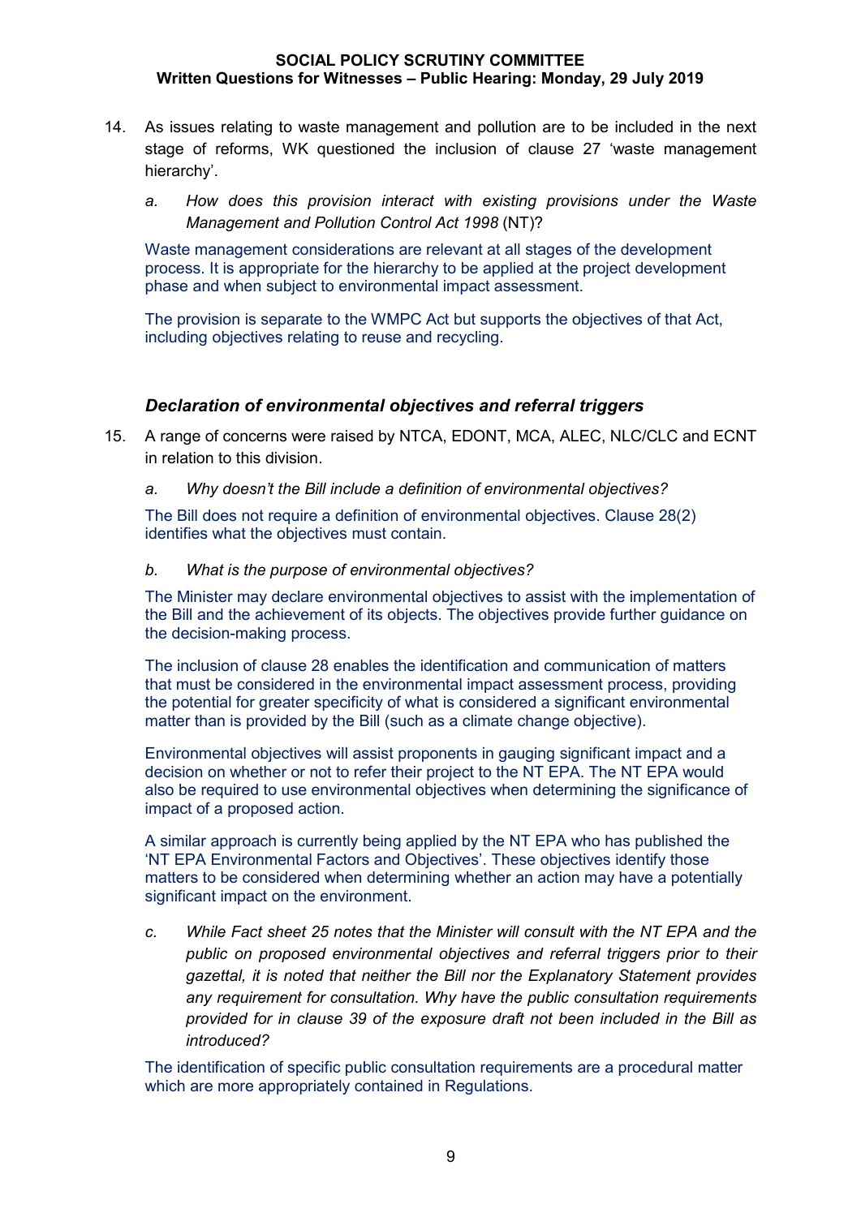14. As issues relating to waste management and pollution are to be included in the next stage of reforms, WK questioned the inclusion of clause 27 'waste management hierarchy'.

    a. *How does this provision interact with existing provisions under the Waste Management and Pollution Control Act 1998* (NT)?

    Waste management considerations are relevant at all stages of the development process. It is appropriate for the hierarchy to be applied at the project development phase and when subject to environmental impact assessment.

    The provision is separate to the WMPC Act but supports the objectives of that Act, including objectives relating to reuse and recycling.

### *Declaration of environmental objectives and referral triggers*

15. A range of concerns were raised by NTCA, EDONT, MCA, ALEC, NLC/CLC and ECNT in relation to this division.

    a. *Why doesn't the Bill include a definition of environmental objectives?*

    The Bill does not require a definition of environmental objectives. Clause 28(2) identifies what the objectives must contain.

    b. *What is the purpose of environmental objectives?*

    The Minister may declare environmental objectives to assist with the implementation of the Bill and the achievement of its objects. The objectives provide further guidance on the decision-making process.

    The inclusion of clause 28 enables the identification and communication of matters that must be considered in the environmental impact assessment process, providing the potential for greater specificity of what is considered a significant environmental matter than is provided by the Bill (such as a climate change objective).

    Environmental objectives will assist proponents in gauging significant impact and a decision on whether or not to refer their project to the NT EPA. The NT EPA would also be required to use environmental objectives when determining the significance of impact of a proposed action.

    A similar approach is currently being applied by the NT EPA who has published the 'NT EPA Environmental Factors and Objectives'. These objectives identify those matters to be considered when determining whether an action may have a potentially significant impact on the environment.

    c. *While Fact sheet 25 notes that the Minister will consult with the NT EPA and the public on proposed environmental objectives and referral triggers prior to their gazettal, it is noted that neither the Bill nor the Explanatory Statement provides any requirement for consultation. Why have the public consultation requirements provided for in clause 39 of the exposure draft not been included in the Bill as introduced?*

    The identification of specific public consultation requirements are a procedural matter which are more appropriately contained in Regulations.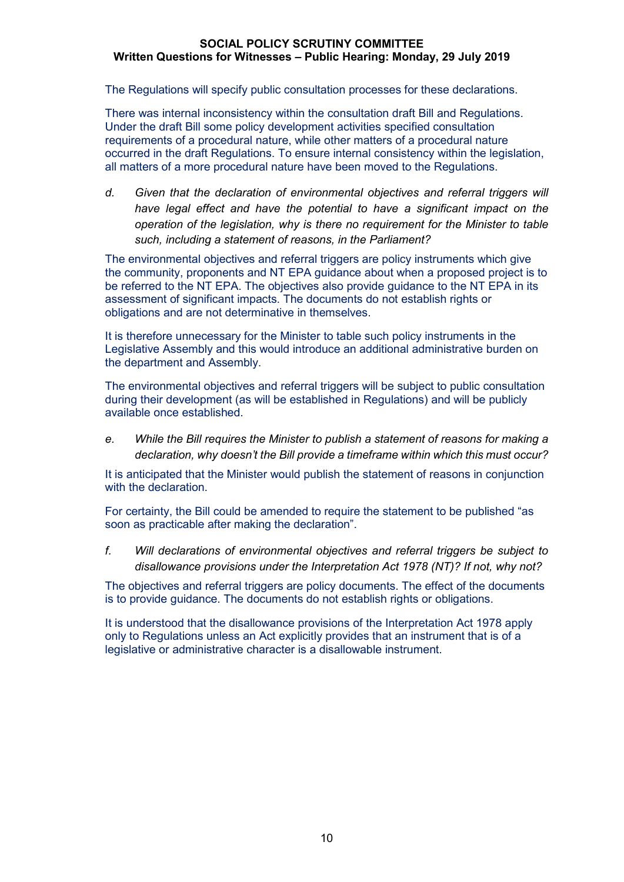The Regulations will specify public consultation processes for these declarations.

There was internal inconsistency within the consultation draft Bill and Regulations. Under the draft Bill some policy development activities specified consultation requirements of a procedural nature, while other matters of a procedural nature occurred in the draft Regulations. To ensure internal consistency within the legislation, all matters of a more procedural nature have been moved to the Regulations.

d. *Given that the declaration of environmental objectives and referral triggers will have legal effect and have the potential to have a significant impact on the operation of the legislation, why is there no requirement for the Minister to table such, including a statement of reasons, in the Parliament?*

The environmental objectives and referral triggers are policy instruments which give the community, proponents and NT EPA guidance about when a proposed project is to be referred to the NT EPA. The objectives also provide guidance to the NT EPA in its assessment of significant impacts. The documents do not establish rights or obligations and are not determinative in themselves.

It is therefore unnecessary for the Minister to table such policy instruments in the Legislative Assembly and this would introduce an additional administrative burden on the department and Assembly.

The environmental objectives and referral triggers will be subject to public consultation during their development (as will be established in Regulations) and will be publicly available once established.

e. *While the Bill requires the Minister to publish a statement of reasons for making a declaration, why doesn't the Bill provide a timeframe within which this must occur?*

It is anticipated that the Minister would publish the statement of reasons in conjunction with the declaration.

For certainty, the Bill could be amended to require the statement to be published "as soon as practicable after making the declaration".

f. *Will declarations of environmental objectives and referral triggers be subject to disallowance provisions under the Interpretation Act 1978 (NT)? If not, why not?*

The objectives and referral triggers are policy documents. The effect of the documents is to provide guidance. The documents do not establish rights or obligations.

It is understood that the disallowance provisions of the Interpretation Act 1978 apply only to Regulations unless an Act explicitly provides that an instrument that is of a legislative or administrative character is a disallowable instrument.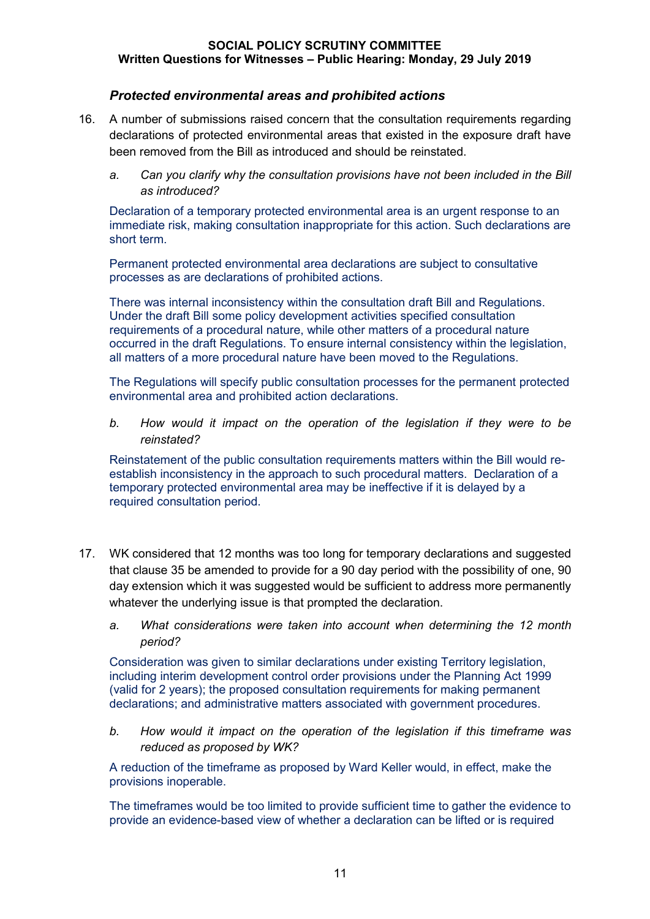### *Protected environmental areas and prohibited actions*

16. A number of submissions raised concern that the consultation requirements regarding declarations of protected environmental areas that existed in the exposure draft have been removed from the Bill as introduced and should be reinstated.

    a. *Can you clarify why the consultation provisions have not been included in the Bill as introduced?*

    Declaration of a temporary protected environmental area is an urgent response to an immediate risk, making consultation inappropriate for this action. Such declarations are short term.

    Permanent protected environmental area declarations are subject to consultative processes as are declarations of prohibited actions.

    There was internal inconsistency within the consultation draft Bill and Regulations. Under the draft Bill some policy development activities specified consultation requirements of a procedural nature, while other matters of a procedural nature occurred in the draft Regulations. To ensure internal consistency within the legislation, all matters of a more procedural nature have been moved to the Regulations.

    The Regulations will specify public consultation processes for the permanent protected environmental area and prohibited action declarations.

    b. *How would it impact on the operation of the legislation if they were to be reinstated?*

    Reinstatement of the public consultation requirements matters within the Bill would re-establish inconsistency in the approach to such procedural matters. Declaration of a temporary protected environmental area may be ineffective if it is delayed by a required consultation period.

17. WK considered that 12 months was too long for temporary declarations and suggested that clause 35 be amended to provide for a 90 day period with the possibility of one, 90 day extension which it was suggested would be sufficient to address more permanently whatever the underlying issue is that prompted the declaration.

    a. *What considerations were taken into account when determining the 12 month period?*

    Consideration was given to similar declarations under existing Territory legislation, including interim development control order provisions under the Planning Act 1999 (valid for 2 years); the proposed consultation requirements for making permanent declarations; and administrative matters associated with government procedures.

    b. *How would it impact on the operation of the legislation if this timeframe was reduced as proposed by WK?*

    A reduction of the timeframe as proposed by Ward Keller would, in effect, make the provisions inoperable.

    The timeframes would be too limited to provide sufficient time to gather the evidence to provide an evidence-based view of whether a declaration can be lifted or is required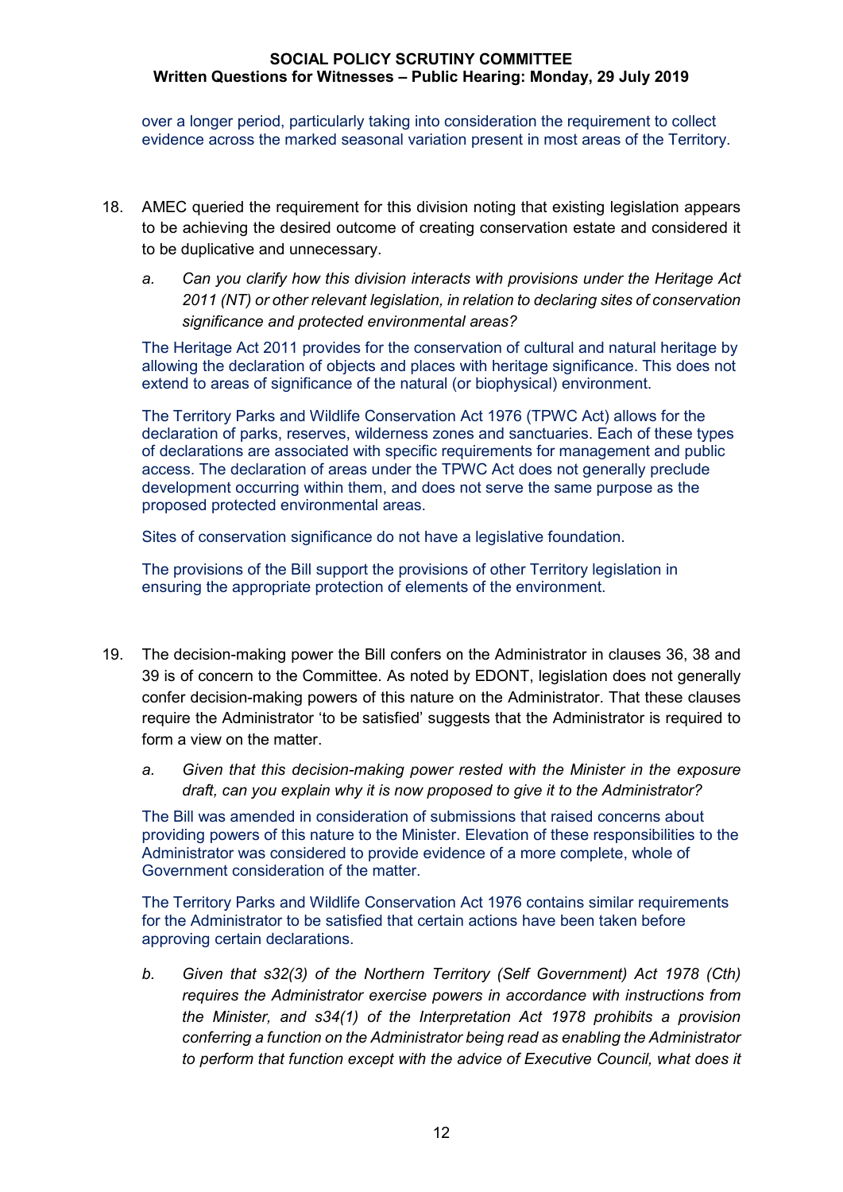over a longer period, particularly taking into consideration the requirement to collect evidence across the marked seasonal variation present in most areas of the Territory.

18. AMEC queried the requirement for this division noting that existing legislation appears to be achieving the desired outcome of creating conservation estate and considered it to be duplicative and unnecessary.

    a. *Can you clarify how this division interacts with provisions under the Heritage Act 2011 (NT) or other relevant legislation, in relation to declaring sites of conservation significance and protected environmental areas?*

    The Heritage Act 2011 provides for the conservation of cultural and natural heritage by allowing the declaration of objects and places with heritage significance. This does not extend to areas of significance of the natural (or biophysical) environment.

    The Territory Parks and Wildlife Conservation Act 1976 (TPWC Act) allows for the declaration of parks, reserves, wilderness zones and sanctuaries. Each of these types of declarations are associated with specific requirements for management and public access. The declaration of areas under the TPWC Act does not generally preclude development occurring within them, and does not serve the same purpose as the proposed protected environmental areas.

    Sites of conservation significance do not have a legislative foundation.

    The provisions of the Bill support the provisions of other Territory legislation in ensuring the appropriate protection of elements of the environment.

19. The decision-making power the Bill confers on the Administrator in clauses 36, 38 and 39 is of concern to the Committee. As noted by EDONT, legislation does not generally confer decision-making powers of this nature on the Administrator. That these clauses require the Administrator 'to be satisfied' suggests that the Administrator is required to form a view on the matter.

    a. *Given that this decision-making power rested with the Minister in the exposure draft, can you explain why it is now proposed to give it to the Administrator?*

    The Bill was amended in consideration of submissions that raised concerns about providing powers of this nature to the Minister. Elevation of these responsibilities to the Administrator was considered to provide evidence of a more complete, whole of Government consideration of the matter.

    The Territory Parks and Wildlife Conservation Act 1976 contains similar requirements for the Administrator to be satisfied that certain actions have been taken before approving certain declarations.

    b. *Given that s32(3) of the Northern Territory (Self Government) Act 1978 (Cth) requires the Administrator exercise powers in accordance with instructions from the Minister, and s34(1) of the Interpretation Act 1978 prohibits a provision conferring a function on the Administrator being read as enabling the Administrator to perform that function except with the advice of Executive Council, what does it*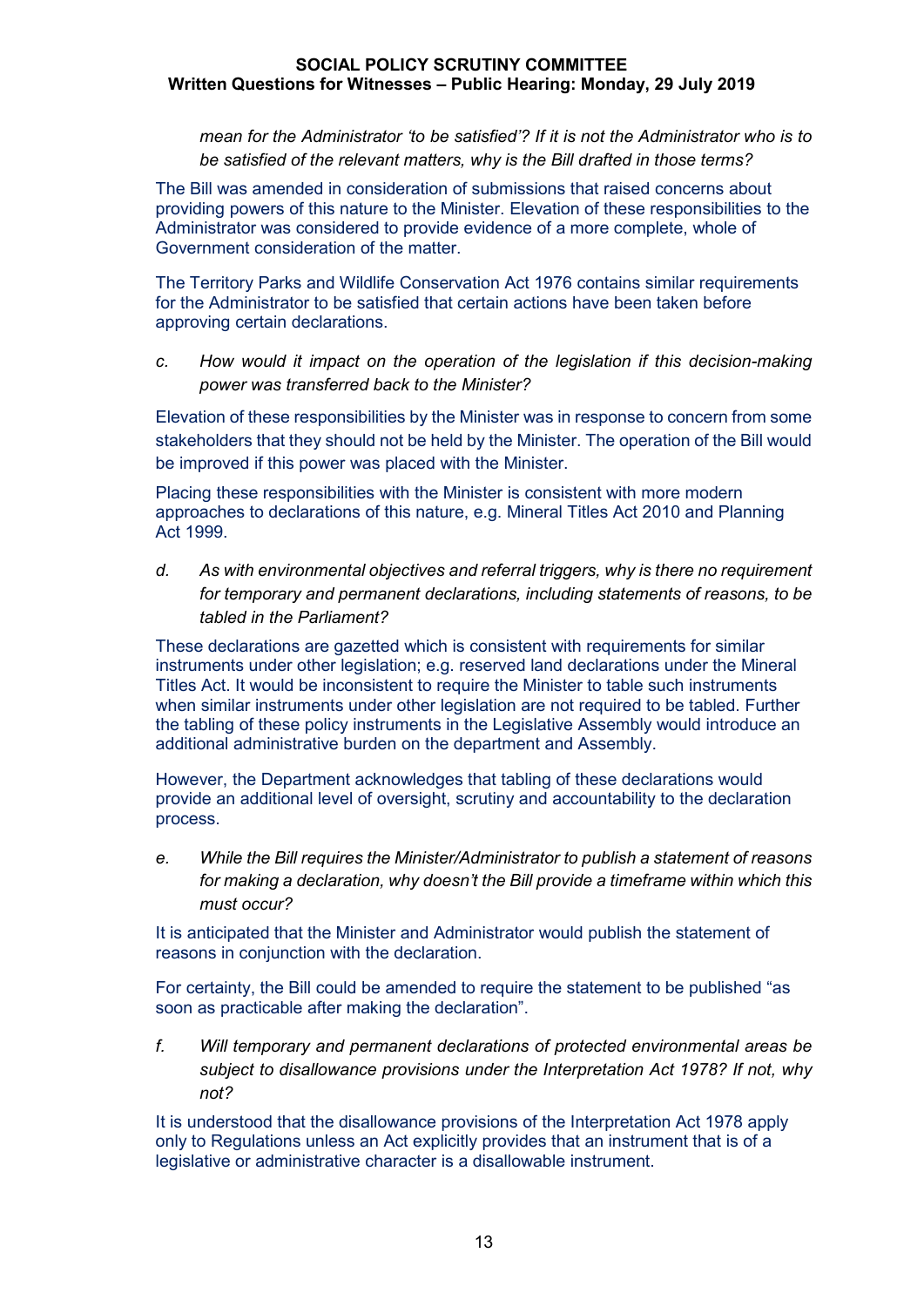*mean for the Administrator 'to be satisfied'? If it is not the Administrator who is to be satisfied of the relevant matters, why is the Bill drafted in those terms?*

The Bill was amended in consideration of submissions that raised concerns about providing powers of this nature to the Minister. Elevation of these responsibilities to the Administrator was considered to provide evidence of a more complete, whole of Government consideration of the matter.

The Territory Parks and Wildlife Conservation Act 1976 contains similar requirements for the Administrator to be satisfied that certain actions have been taken before approving certain declarations.

c. *How would it impact on the operation of the legislation if this decision-making power was transferred back to the Minister?*

Elevation of these responsibilities by the Minister was in response to concern from some stakeholders that they should not be held by the Minister. The operation of the Bill would be improved if this power was placed with the Minister.

Placing these responsibilities with the Minister is consistent with more modern approaches to declarations of this nature, e.g. Mineral Titles Act 2010 and Planning Act 1999.

d. *As with environmental objectives and referral triggers, why is there no requirement for temporary and permanent declarations, including statements of reasons, to be tabled in the Parliament?*

These declarations are gazetted which is consistent with requirements for similar instruments under other legislation; e.g. reserved land declarations under the Mineral Titles Act. It would be inconsistent to require the Minister to table such instruments when similar instruments under other legislation are not required to be tabled. Further the tabling of these policy instruments in the Legislative Assembly would introduce an additional administrative burden on the department and Assembly.

However, the Department acknowledges that tabling of these declarations would provide an additional level of oversight, scrutiny and accountability to the declaration process.

e. *While the Bill requires the Minister/Administrator to publish a statement of reasons for making a declaration, why doesn't the Bill provide a timeframe within which this must occur?*

It is anticipated that the Minister and Administrator would publish the statement of reasons in conjunction with the declaration.

For certainty, the Bill could be amended to require the statement to be published "as soon as practicable after making the declaration".

f. *Will temporary and permanent declarations of protected environmental areas be subject to disallowance provisions under the Interpretation Act 1978? If not, why not?*

It is understood that the disallowance provisions of the Interpretation Act 1978 apply only to Regulations unless an Act explicitly provides that an instrument that is of a legislative or administrative character is a disallowable instrument.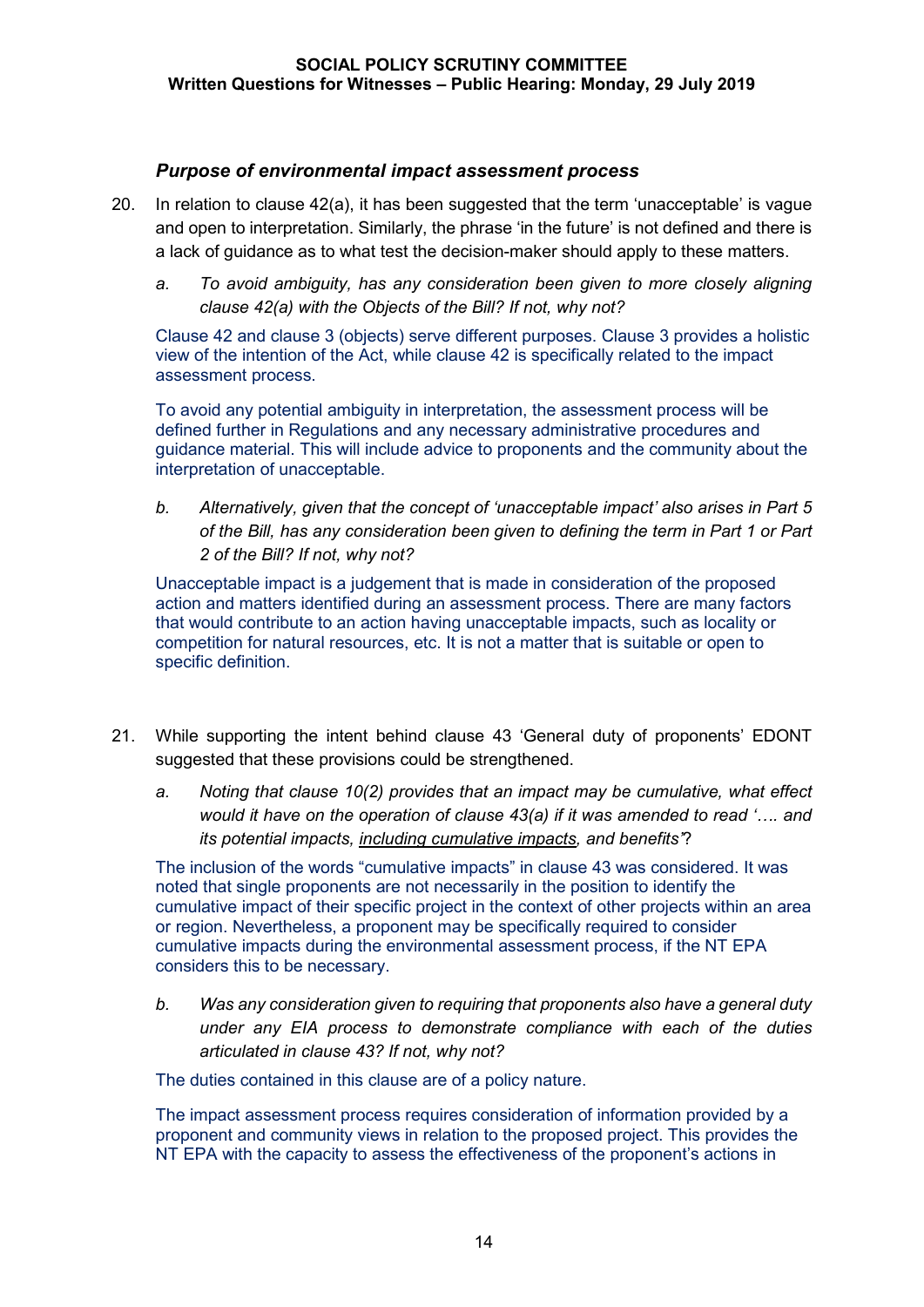### *Purpose of environmental impact assessment process*

20. In relation to clause 42(a), it has been suggested that the term 'unacceptable' is vague and open to interpretation. Similarly, the phrase 'in the future' is not defined and there is a lack of guidance as to what test the decision-maker should apply to these matters.

    a. *To avoid ambiguity, has any consideration been given to more closely aligning clause 42(a) with the Objects of the Bill? If not, why not?*

    Clause 42 and clause 3 (objects) serve different purposes. Clause 3 provides a holistic view of the intention of the Act, while clause 42 is specifically related to the impact assessment process.

    To avoid any potential ambiguity in interpretation, the assessment process will be defined further in Regulations and any necessary administrative procedures and guidance material. This will include advice to proponents and the community about the interpretation of unacceptable.

    b. *Alternatively, given that the concept of 'unacceptable impact' also arises in Part 5 of the Bill, has any consideration been given to defining the term in Part 1 or Part 2 of the Bill? If not, why not?*

    Unacceptable impact is a judgement that is made in consideration of the proposed action and matters identified during an assessment process. There are many factors that would contribute to an action having unacceptable impacts, such as locality or competition for natural resources, etc. It is not a matter that is suitable or open to specific definition.

21. While supporting the intent behind clause 43 'General duty of proponents' EDONT suggested that these provisions could be strengthened.

    a. *Noting that clause 10(2) provides that an impact may be cumulative, what effect would it have on the operation of clause 43(a) if it was amended to read '…. and its potential impacts, <u>including cumulative impacts</u>, and benefits'?*

    The inclusion of the words "cumulative impacts" in clause 43 was considered. It was noted that single proponents are not necessarily in the position to identify the cumulative impact of their specific project in the context of other projects within an area or region. Nevertheless, a proponent may be specifically required to consider cumulative impacts during the environmental assessment process, if the NT EPA considers this to be necessary.

    b. *Was any consideration given to requiring that proponents also have a general duty under any EIA process to demonstrate compliance with each of the duties articulated in clause 43? If not, why not?*

    The duties contained in this clause are of a policy nature.

    The impact assessment process requires consideration of information provided by a proponent and community views in relation to the proposed project. This provides the NT EPA with the capacity to assess the effectiveness of the proponent's actions in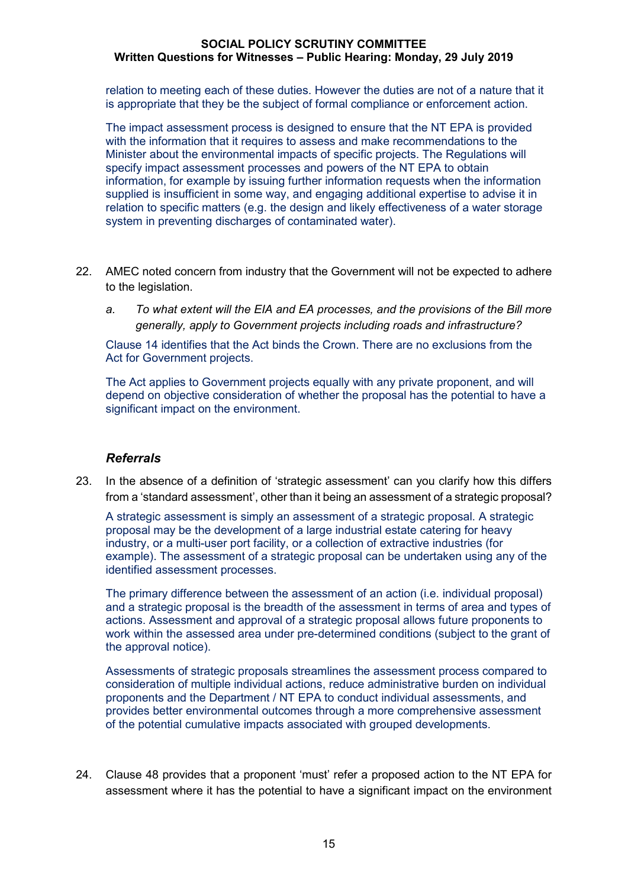relation to meeting each of these duties. However the duties are not of a nature that it is appropriate that they be the subject of formal compliance or enforcement action.

The impact assessment process is designed to ensure that the NT EPA is provided with the information that it requires to assess and make recommendations to the Minister about the environmental impacts of specific projects. The Regulations will specify impact assessment processes and powers of the NT EPA to obtain information, for example by issuing further information requests when the information supplied is insufficient in some way, and engaging additional expertise to advise it in relation to specific matters (e.g. the design and likely effectiveness of a water storage system in preventing discharges of contaminated water).

22. AMEC noted concern from industry that the Government will not be expected to adhere to the legislation.

    a. *To what extent will the EIA and EA processes, and the provisions of the Bill more generally, apply to Government projects including roads and infrastructure?*

    Clause 14 identifies that the Act binds the Crown. There are no exclusions from the Act for Government projects.

    The Act applies to Government projects equally with any private proponent, and will depend on objective consideration of whether the proposal has the potential to have a significant impact on the environment.

### *Referrals*

23. In the absence of a definition of 'strategic assessment' can you clarify how this differs from a 'standard assessment', other than it being an assessment of a strategic proposal?

    A strategic assessment is simply an assessment of a strategic proposal. A strategic proposal may be the development of a large industrial estate catering for heavy industry, or a multi-user port facility, or a collection of extractive industries (for example). The assessment of a strategic proposal can be undertaken using any of the identified assessment processes.

    The primary difference between the assessment of an action (i.e. individual proposal) and a strategic proposal is the breadth of the assessment in terms of area and types of actions. Assessment and approval of a strategic proposal allows future proponents to work within the assessed area under pre-determined conditions (subject to the grant of the approval notice).

    Assessments of strategic proposals streamlines the assessment process compared to consideration of multiple individual actions, reduce administrative burden on individual proponents and the Department / NT EPA to conduct individual assessments, and provides better environmental outcomes through a more comprehensive assessment of the potential cumulative impacts associated with grouped developments.

24. Clause 48 provides that a proponent 'must' refer a proposed action to the NT EPA for assessment where it has the potential to have a significant impact on the environment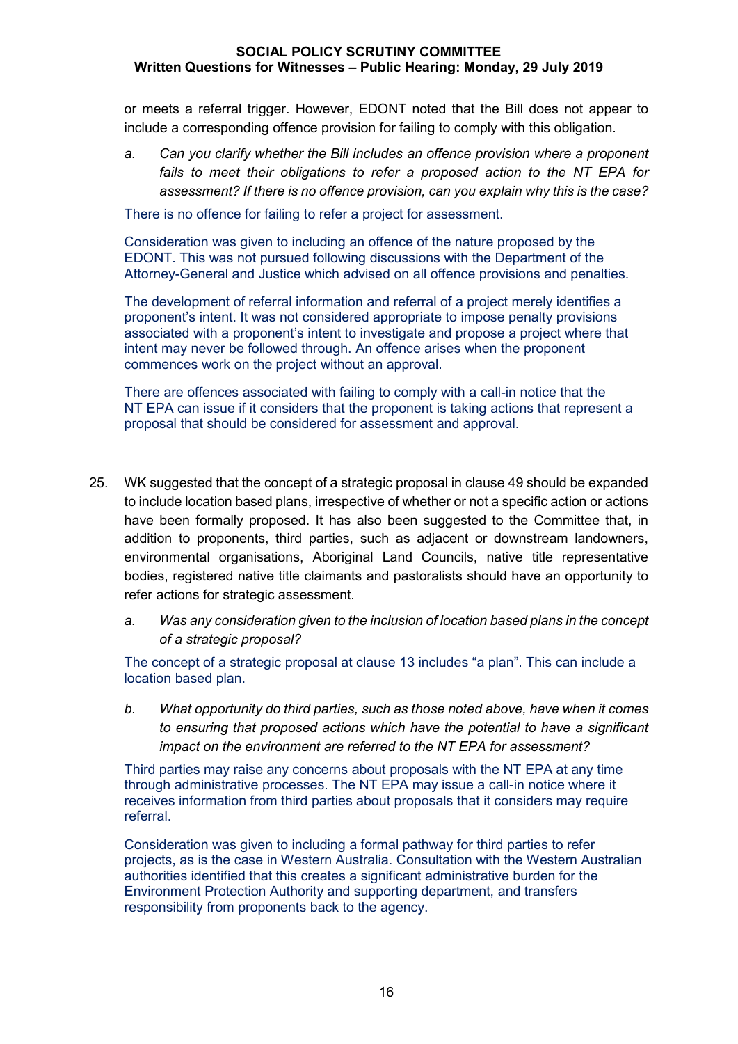or meets a referral trigger. However, EDONT noted that the Bill does not appear to include a corresponding offence provision for failing to comply with this obligation.

a. *Can you clarify whether the Bill includes an offence provision where a proponent fails to meet their obligations to refer a proposed action to the NT EPA for assessment? If there is no offence provision, can you explain why this is the case?*

There is no offence for failing to refer a project for assessment.

Consideration was given to including an offence of the nature proposed by the EDONT. This was not pursued following discussions with the Department of the Attorney-General and Justice which advised on all offence provisions and penalties.

The development of referral information and referral of a project merely identifies a proponent's intent. It was not considered appropriate to impose penalty provisions associated with a proponent's intent to investigate and propose a project where that intent may never be followed through. An offence arises when the proponent commences work on the project without an approval.

There are offences associated with failing to comply with a call-in notice that the NT EPA can issue if it considers that the proponent is taking actions that represent a proposal that should be considered for assessment and approval.

25. WK suggested that the concept of a strategic proposal in clause 49 should be expanded to include location based plans, irrespective of whether or not a specific action or actions have been formally proposed. It has also been suggested to the Committee that, in addition to proponents, third parties, such as adjacent or downstream landowners, environmental organisations, Aboriginal Land Councils, native title representative bodies, registered native title claimants and pastoralists should have an opportunity to refer actions for strategic assessment.

a. *Was any consideration given to the inclusion of location based plans in the concept of a strategic proposal?*

The concept of a strategic proposal at clause 13 includes "a plan". This can include a location based plan.

b. *What opportunity do third parties, such as those noted above, have when it comes to ensuring that proposed actions which have the potential to have a significant impact on the environment are referred to the NT EPA for assessment?*

Third parties may raise any concerns about proposals with the NT EPA at any time through administrative processes. The NT EPA may issue a call-in notice where it receives information from third parties about proposals that it considers may require referral.

Consideration was given to including a formal pathway for third parties to refer projects, as is the case in Western Australia. Consultation with the Western Australian authorities identified that this creates a significant administrative burden for the Environment Protection Authority and supporting department, and transfers responsibility from proponents back to the agency.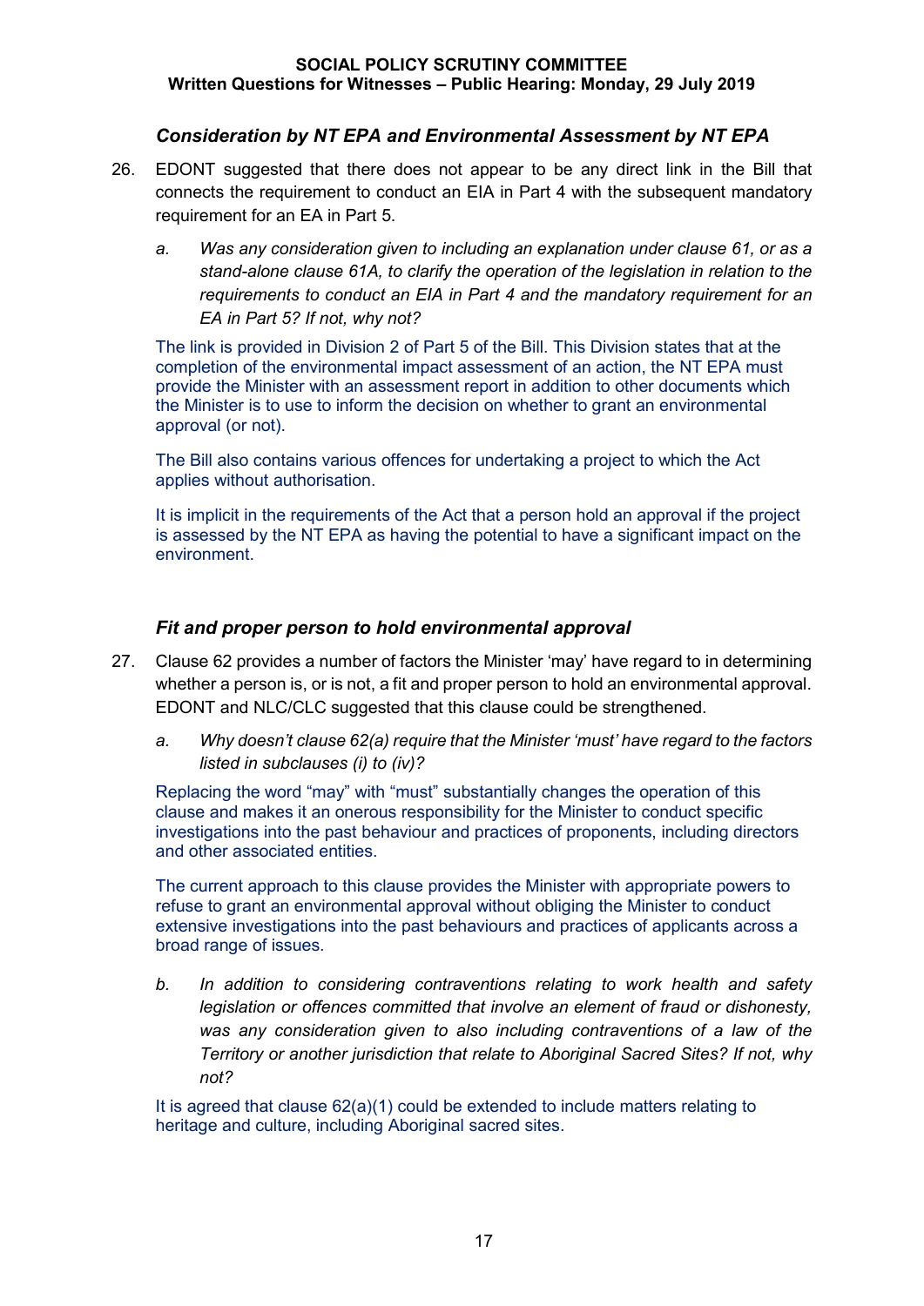### *Consideration by NT EPA and Environmental Assessment by NT EPA*

26. EDONT suggested that there does not appear to be any direct link in the Bill that connects the requirement to conduct an EIA in Part 4 with the subsequent mandatory requirement for an EA in Part 5.

    a. *Was any consideration given to including an explanation under clause 61, or as a stand-alone clause 61A, to clarify the operation of the legislation in relation to the requirements to conduct an EIA in Part 4 and the mandatory requirement for an EA in Part 5? If not, why not?*

    The link is provided in Division 2 of Part 5 of the Bill. This Division states that at the completion of the environmental impact assessment of an action, the NT EPA must provide the Minister with an assessment report in addition to other documents which the Minister is to use to inform the decision on whether to grant an environmental approval (or not).

    The Bill also contains various offences for undertaking a project to which the Act applies without authorisation.

    It is implicit in the requirements of the Act that a person hold an approval if the project is assessed by the NT EPA as having the potential to have a significant impact on the environment.

### *Fit and proper person to hold environmental approval*

27. Clause 62 provides a number of factors the Minister 'may' have regard to in determining whether a person is, or is not, a fit and proper person to hold an environmental approval. EDONT and NLC/CLC suggested that this clause could be strengthened.

    a. *Why doesn't clause 62(a) require that the Minister 'must' have regard to the factors listed in subclauses (i) to (iv)?*

    Replacing the word "may" with "must" substantially changes the operation of this clause and makes it an onerous responsibility for the Minister to conduct specific investigations into the past behaviour and practices of proponents, including directors and other associated entities.

    The current approach to this clause provides the Minister with appropriate powers to refuse to grant an environmental approval without obliging the Minister to conduct extensive investigations into the past behaviours and practices of applicants across a broad range of issues.

    b. *In addition to considering contraventions relating to work health and safety legislation or offences committed that involve an element of fraud or dishonesty, was any consideration given to also including contraventions of a law of the Territory or another jurisdiction that relate to Aboriginal Sacred Sites? If not, why not?*

    It is agreed that clause 62(a)(1) could be extended to include matters relating to heritage and culture, including Aboriginal sacred sites.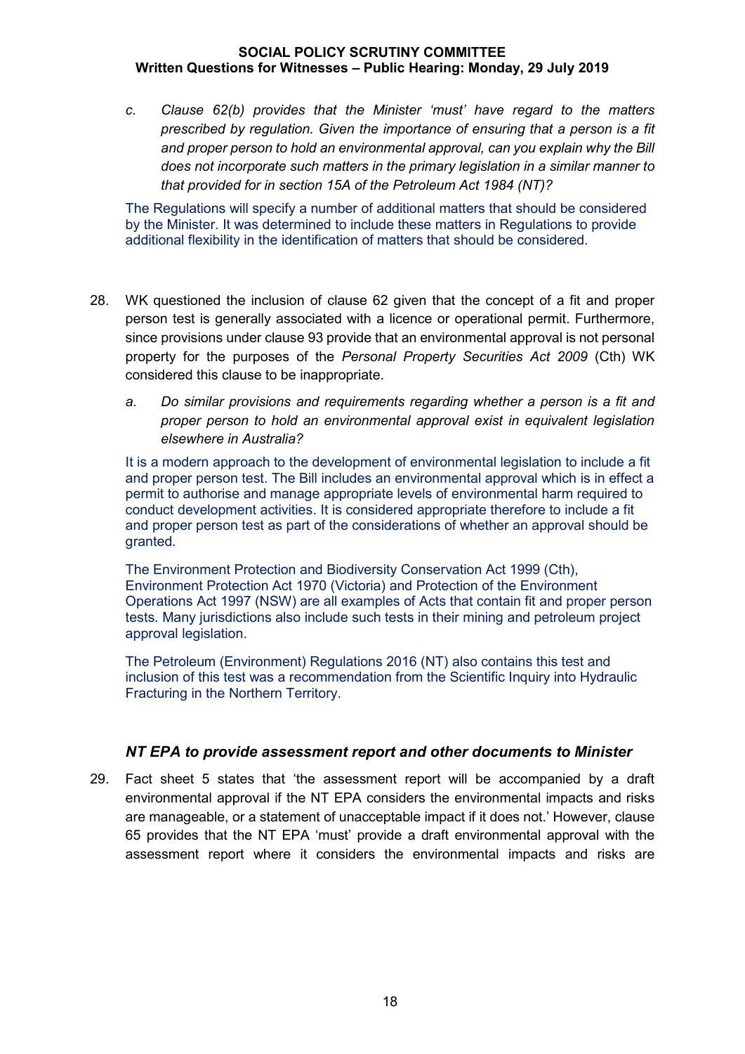c. *Clause 62(b) provides that the Minister 'must' have regard to the matters prescribed by regulation. Given the importance of ensuring that a person is a fit and proper person to hold an environmental approval, can you explain why the Bill does not incorporate such matters in the primary legislation in a similar manner to that provided for in section 15A of the Petroleum Act 1984 (NT)?*

The Regulations will specify a number of additional matters that should be considered by the Minister. It was determined to include these matters in Regulations to provide additional flexibility in the identification of matters that should be considered.

28. WK questioned the inclusion of clause 62 given that the concept of a fit and proper person test is generally associated with a licence or operational permit. Furthermore, since provisions under clause 93 provide that an environmental approval is not personal property for the purposes of the *Personal Property Securities Act 2009* (Cth) WK considered this clause to be inappropriate.

a. *Do similar provisions and requirements regarding whether a person is a fit and proper person to hold an environmental approval exist in equivalent legislation elsewhere in Australia?*

It is a modern approach to the development of environmental legislation to include a fit and proper person test. The Bill includes an environmental approval which is in effect a permit to authorise and manage appropriate levels of environmental harm required to conduct development activities. It is considered appropriate therefore to include a fit and proper person test as part of the considerations of whether an approval should be granted.

The Environment Protection and Biodiversity Conservation Act 1999 (Cth), Environment Protection Act 1970 (Victoria) and Protection of the Environment Operations Act 1997 (NSW) are all examples of Acts that contain fit and proper person tests. Many jurisdictions also include such tests in their mining and petroleum project approval legislation.

The Petroleum (Environment) Regulations 2016 (NT) also contains this test and inclusion of this test was a recommendation from the Scientific Inquiry into Hydraulic Fracturing in the Northern Territory.

### *NT EPA to provide assessment report and other documents to Minister*

29. Fact sheet 5 states that 'the assessment report will be accompanied by a draft environmental approval if the NT EPA considers the environmental impacts and risks are manageable, or a statement of unacceptable impact if it does not.' However, clause 65 provides that the NT EPA 'must' provide a draft environmental approval with the assessment report where it considers the environmental impacts and risks are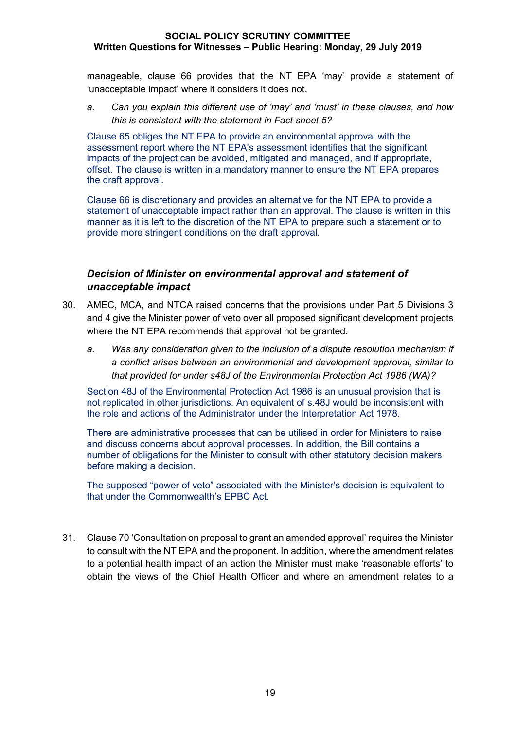manageable, clause 66 provides that the NT EPA 'may' provide a statement of 'unacceptable impact' where it considers it does not.

a. *Can you explain this different use of 'may' and 'must' in these clauses, and how this is consistent with the statement in Fact sheet 5?*

Clause 65 obliges the NT EPA to provide an environmental approval with the assessment report where the NT EPA's assessment identifies that the significant impacts of the project can be avoided, mitigated and managed, and if appropriate, offset. The clause is written in a mandatory manner to ensure the NT EPA prepares the draft approval.

Clause 66 is discretionary and provides an alternative for the NT EPA to provide a statement of unacceptable impact rather than an approval. The clause is written in this manner as it is left to the discretion of the NT EPA to prepare such a statement or to provide more stringent conditions on the draft approval.

### *Decision of Minister on environmental approval and statement of unacceptable impact*

30. AMEC, MCA, and NTCA raised concerns that the provisions under Part 5 Divisions 3 and 4 give the Minister power of veto over all proposed significant development projects where the NT EPA recommends that approval not be granted.

    a. *Was any consideration given to the inclusion of a dispute resolution mechanism if a conflict arises between an environmental and development approval, similar to that provided for under s48J of the Environmental Protection Act 1986 (WA)?*

Section 48J of the Environmental Protection Act 1986 is an unusual provision that is not replicated in other jurisdictions. An equivalent of s.48J would be inconsistent with the role and actions of the Administrator under the Interpretation Act 1978.

There are administrative processes that can be utilised in order for Ministers to raise and discuss concerns about approval processes. In addition, the Bill contains a number of obligations for the Minister to consult with other statutory decision makers before making a decision.

The supposed "power of veto" associated with the Minister's decision is equivalent to that under the Commonwealth's EPBC Act.

31. Clause 70 'Consultation on proposal to grant an amended approval' requires the Minister to consult with the NT EPA and the proponent. In addition, where the amendment relates to a potential health impact of an action the Minister must make 'reasonable efforts' to obtain the views of the Chief Health Officer and where an amendment relates to a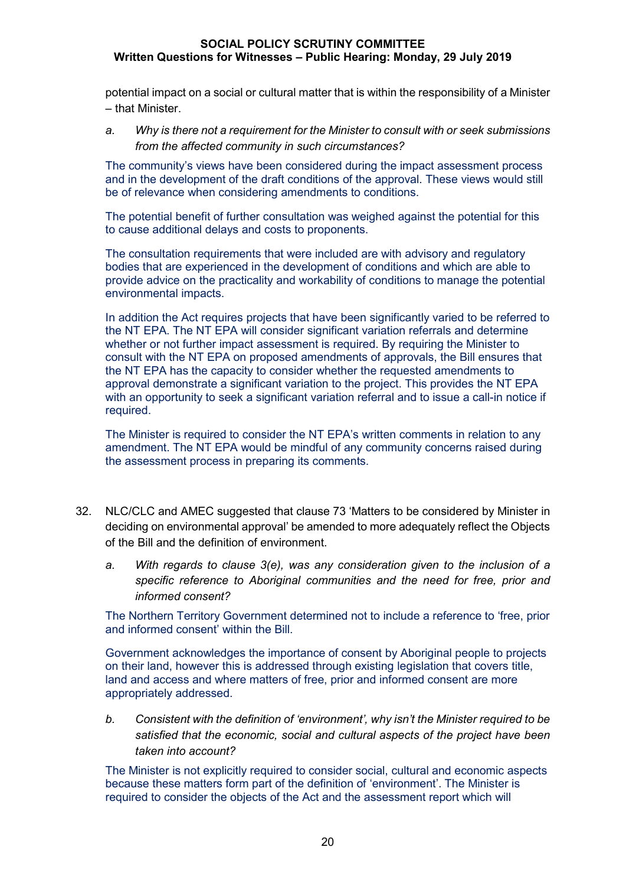potential impact on a social or cultural matter that is within the responsibility of a Minister – that Minister.

a. *Why is there not a requirement for the Minister to consult with or seek submissions from the affected community in such circumstances?*

The community's views have been considered during the impact assessment process and in the development of the draft conditions of the approval. These views would still be of relevance when considering amendments to conditions.

The potential benefit of further consultation was weighed against the potential for this to cause additional delays and costs to proponents.

The consultation requirements that were included are with advisory and regulatory bodies that are experienced in the development of conditions and which are able to provide advice on the practicality and workability of conditions to manage the potential environmental impacts.

In addition the Act requires projects that have been significantly varied to be referred to the NT EPA. The NT EPA will consider significant variation referrals and determine whether or not further impact assessment is required. By requiring the Minister to consult with the NT EPA on proposed amendments of approvals, the Bill ensures that the NT EPA has the capacity to consider whether the requested amendments to approval demonstrate a significant variation to the project. This provides the NT EPA with an opportunity to seek a significant variation referral and to issue a call-in notice if required.

The Minister is required to consider the NT EPA's written comments in relation to any amendment. The NT EPA would be mindful of any community concerns raised during the assessment process in preparing its comments.

32. NLC/CLC and AMEC suggested that clause 73 'Matters to be considered by Minister in deciding on environmental approval' be amended to more adequately reflect the Objects of the Bill and the definition of environment.

a. *With regards to clause 3(e), was any consideration given to the inclusion of a specific reference to Aboriginal communities and the need for free, prior and informed consent?*

The Northern Territory Government determined not to include a reference to 'free, prior and informed consent' within the Bill.

Government acknowledges the importance of consent by Aboriginal people to projects on their land, however this is addressed through existing legislation that covers title, land and access and where matters of free, prior and informed consent are more appropriately addressed.

b. *Consistent with the definition of 'environment', why isn't the Minister required to be satisfied that the economic, social and cultural aspects of the project have been taken into account?*

The Minister is not explicitly required to consider social, cultural and economic aspects because these matters form part of the definition of 'environment'. The Minister is required to consider the objects of the Act and the assessment report which will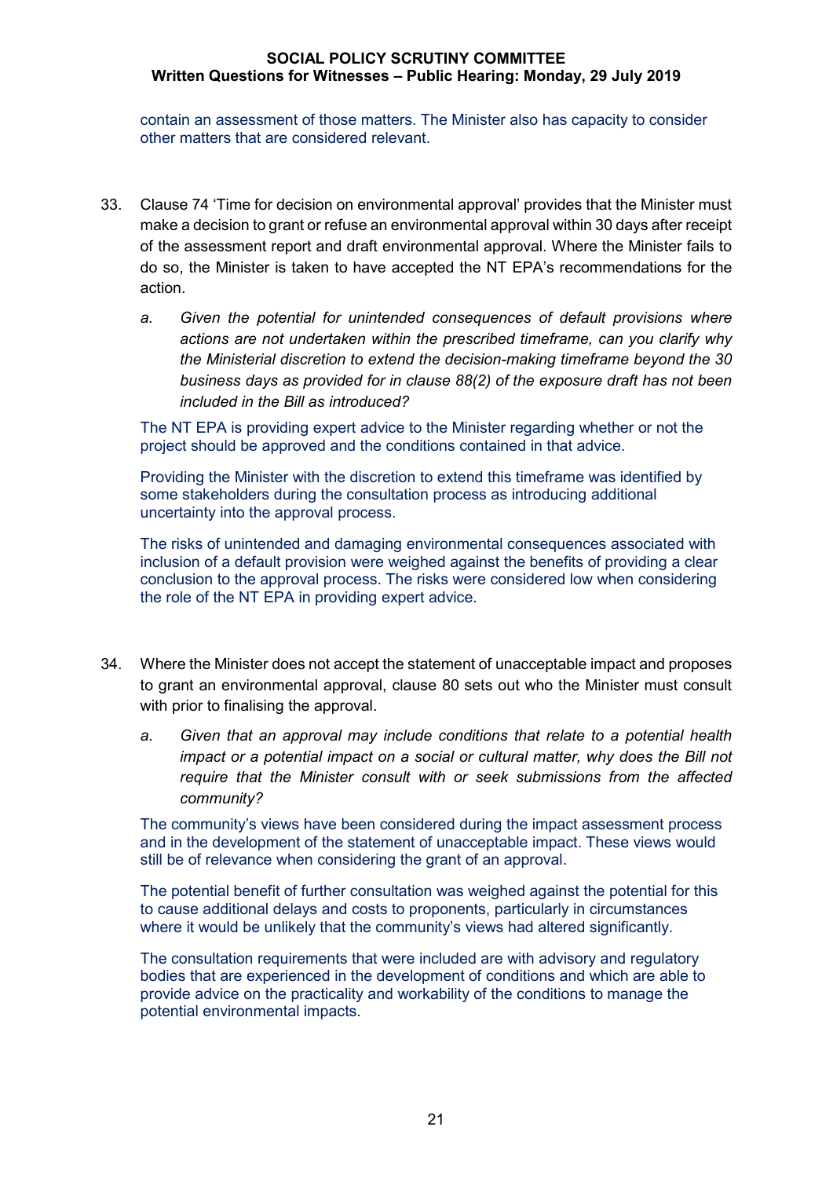contain an assessment of those matters. The Minister also has capacity to consider other matters that are considered relevant.

33. Clause 74 'Time for decision on environmental approval' provides that the Minister must make a decision to grant or refuse an environmental approval within 30 days after receipt of the assessment report and draft environmental approval. Where the Minister fails to do so, the Minister is taken to have accepted the NT EPA's recommendations for the action.

    a. *Given the potential for unintended consequences of default provisions where actions are not undertaken within the prescribed timeframe, can you clarify why the Ministerial discretion to extend the decision-making timeframe beyond the 30 business days as provided for in clause 88(2) of the exposure draft has not been included in the Bill as introduced?*

    The NT EPA is providing expert advice to the Minister regarding whether or not the project should be approved and the conditions contained in that advice.

    Providing the Minister with the discretion to extend this timeframe was identified by some stakeholders during the consultation process as introducing additional uncertainty into the approval process.

    The risks of unintended and damaging environmental consequences associated with inclusion of a default provision were weighed against the benefits of providing a clear conclusion to the approval process. The risks were considered low when considering the role of the NT EPA in providing expert advice.

34. Where the Minister does not accept the statement of unacceptable impact and proposes to grant an environmental approval, clause 80 sets out who the Minister must consult with prior to finalising the approval.

    a. *Given that an approval may include conditions that relate to a potential health impact or a potential impact on a social or cultural matter, why does the Bill not require that the Minister consult with or seek submissions from the affected community?*

    The community's views have been considered during the impact assessment process and in the development of the statement of unacceptable impact. These views would still be of relevance when considering the grant of an approval.

    The potential benefit of further consultation was weighed against the potential for this to cause additional delays and costs to proponents, particularly in circumstances where it would be unlikely that the community's views had altered significantly.

    The consultation requirements that were included are with advisory and regulatory bodies that are experienced in the development of conditions and which are able to provide advice on the practicality and workability of the conditions to manage the potential environmental impacts.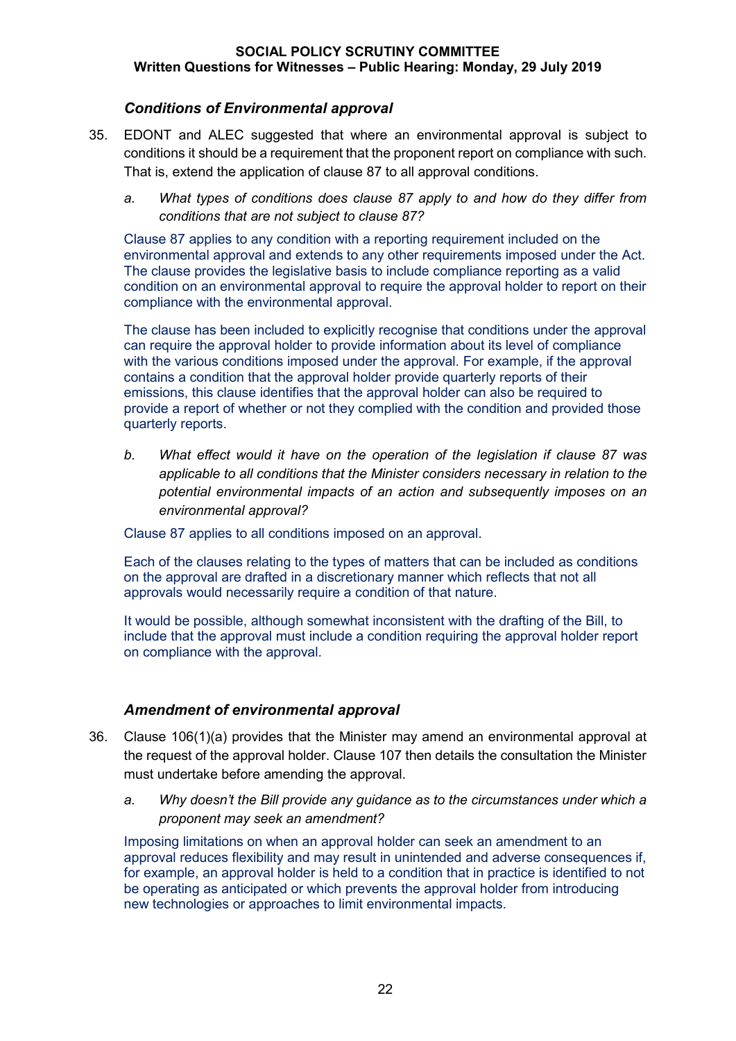### *Conditions of Environmental approval*

35. EDONT and ALEC suggested that where an environmental approval is subject to conditions it should be a requirement that the proponent report on compliance with such. That is, extend the application of clause 87 to all approval conditions.

    a. *What types of conditions does clause 87 apply to and how do they differ from conditions that are not subject to clause 87?*

    Clause 87 applies to any condition with a reporting requirement included on the environmental approval and extends to any other requirements imposed under the Act. The clause provides the legislative basis to include compliance reporting as a valid condition on an environmental approval to require the approval holder to report on their compliance with the environmental approval.

    The clause has been included to explicitly recognise that conditions under the approval can require the approval holder to provide information about its level of compliance with the various conditions imposed under the approval. For example, if the approval contains a condition that the approval holder provide quarterly reports of their emissions, this clause identifies that the approval holder can also be required to provide a report of whether or not they complied with the condition and provided those quarterly reports.

    b. *What effect would it have on the operation of the legislation if clause 87 was applicable to all conditions that the Minister considers necessary in relation to the potential environmental impacts of an action and subsequently imposes on an environmental approval?*

    Clause 87 applies to all conditions imposed on an approval.

    Each of the clauses relating to the types of matters that can be included as conditions on the approval are drafted in a discretionary manner which reflects that not all approvals would necessarily require a condition of that nature.

    It would be possible, although somewhat inconsistent with the drafting of the Bill, to include that the approval must include a condition requiring the approval holder report on compliance with the approval.

### *Amendment of environmental approval*

36. Clause 106(1)(a) provides that the Minister may amend an environmental approval at the request of the approval holder. Clause 107 then details the consultation the Minister must undertake before amending the approval.

    a. *Why doesn't the Bill provide any guidance as to the circumstances under which a proponent may seek an amendment?*

    Imposing limitations on when an approval holder can seek an amendment to an approval reduces flexibility and may result in unintended and adverse consequences if, for example, an approval holder is held to a condition that in practice is identified to not be operating as anticipated or which prevents the approval holder from introducing new technologies or approaches to limit environmental impacts.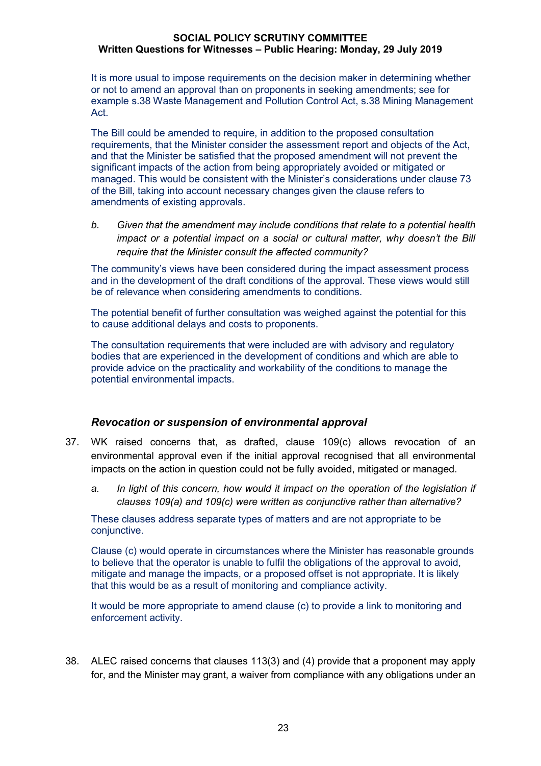It is more usual to impose requirements on the decision maker in determining whether or not to amend an approval than on proponents in seeking amendments; see for example s.38 Waste Management and Pollution Control Act, s.38 Mining Management Act.

The Bill could be amended to require, in addition to the proposed consultation requirements, that the Minister consider the assessment report and objects of the Act, and that the Minister be satisfied that the proposed amendment will not prevent the significant impacts of the action from being appropriately avoided or mitigated or managed. This would be consistent with the Minister's considerations under clause 73 of the Bill, taking into account necessary changes given the clause refers to amendments of existing approvals.

b. *Given that the amendment may include conditions that relate to a potential health impact or a potential impact on a social or cultural matter, why doesn't the Bill require that the Minister consult the affected community?*

The community's views have been considered during the impact assessment process and in the development of the draft conditions of the approval. These views would still be of relevance when considering amendments to conditions.

The potential benefit of further consultation was weighed against the potential for this to cause additional delays and costs to proponents.

The consultation requirements that were included are with advisory and regulatory bodies that are experienced in the development of conditions and which are able to provide advice on the practicality and workability of the conditions to manage the potential environmental impacts.

### *Revocation or suspension of environmental approval*

37. WK raised concerns that, as drafted, clause 109(c) allows revocation of an environmental approval even if the initial approval recognised that all environmental impacts on the action in question could not be fully avoided, mitigated or managed.

    a. *In light of this concern, how would it impact on the operation of the legislation if clauses 109(a) and 109(c) were written as conjunctive rather than alternative?*

    These clauses address separate types of matters and are not appropriate to be conjunctive.

    Clause (c) would operate in circumstances where the Minister has reasonable grounds to believe that the operator is unable to fulfil the obligations of the approval to avoid, mitigate and manage the impacts, or a proposed offset is not appropriate. It is likely that this would be as a result of monitoring and compliance activity.

    It would be more appropriate to amend clause (c) to provide a link to monitoring and enforcement activity.

38. ALEC raised concerns that clauses 113(3) and (4) provide that a proponent may apply for, and the Minister may grant, a waiver from compliance with any obligations under an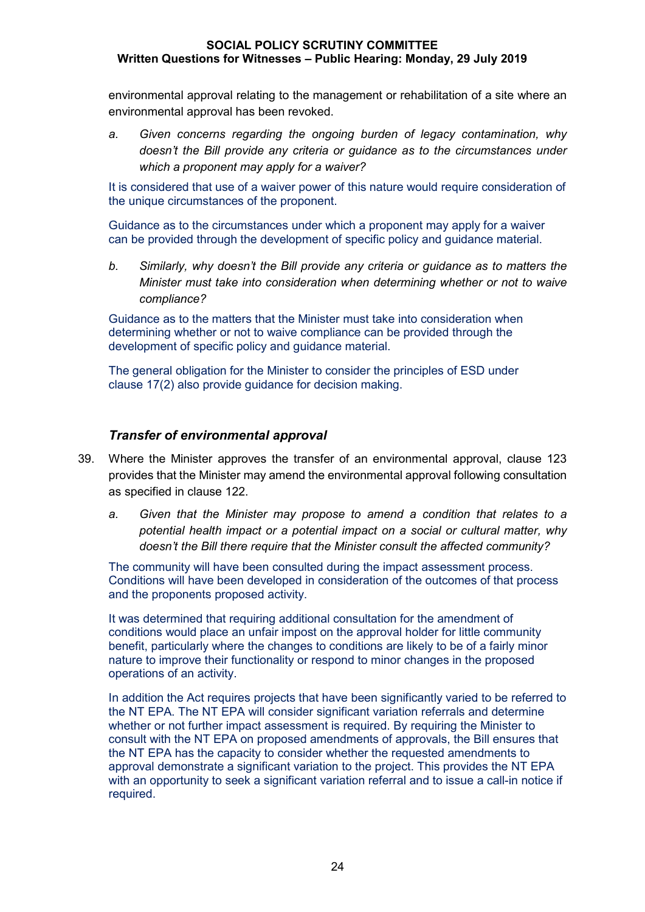environmental approval relating to the management or rehabilitation of a site where an environmental approval has been revoked.

a. *Given concerns regarding the ongoing burden of legacy contamination, why doesn't the Bill provide any criteria or guidance as to the circumstances under which a proponent may apply for a waiver?*

It is considered that use of a waiver power of this nature would require consideration of the unique circumstances of the proponent.

Guidance as to the circumstances under which a proponent may apply for a waiver can be provided through the development of specific policy and guidance material.

b. *Similarly, why doesn't the Bill provide any criteria or guidance as to matters the Minister must take into consideration when determining whether or not to waive compliance?*

Guidance as to the matters that the Minister must take into consideration when determining whether or not to waive compliance can be provided through the development of specific policy and guidance material.

The general obligation for the Minister to consider the principles of ESD under clause 17(2) also provide guidance for decision making.

### *Transfer of environmental approval*

39. Where the Minister approves the transfer of an environmental approval, clause 123 provides that the Minister may amend the environmental approval following consultation as specified in clause 122.

    a. *Given that the Minister may propose to amend a condition that relates to a potential health impact or a potential impact on a social or cultural matter, why doesn't the Bill there require that the Minister consult the affected community?*

The community will have been consulted during the impact assessment process. Conditions will have been developed in consideration of the outcomes of that process and the proponents proposed activity.

It was determined that requiring additional consultation for the amendment of conditions would place an unfair impost on the approval holder for little community benefit, particularly where the changes to conditions are likely to be of a fairly minor nature to improve their functionality or respond to minor changes in the proposed operations of an activity.

In addition the Act requires projects that have been significantly varied to be referred to the NT EPA. The NT EPA will consider significant variation referrals and determine whether or not further impact assessment is required. By requiring the Minister to consult with the NT EPA on proposed amendments of approvals, the Bill ensures that the NT EPA has the capacity to consider whether the requested amendments to approval demonstrate a significant variation to the project. This provides the NT EPA with an opportunity to seek a significant variation referral and to issue a call-in notice if required.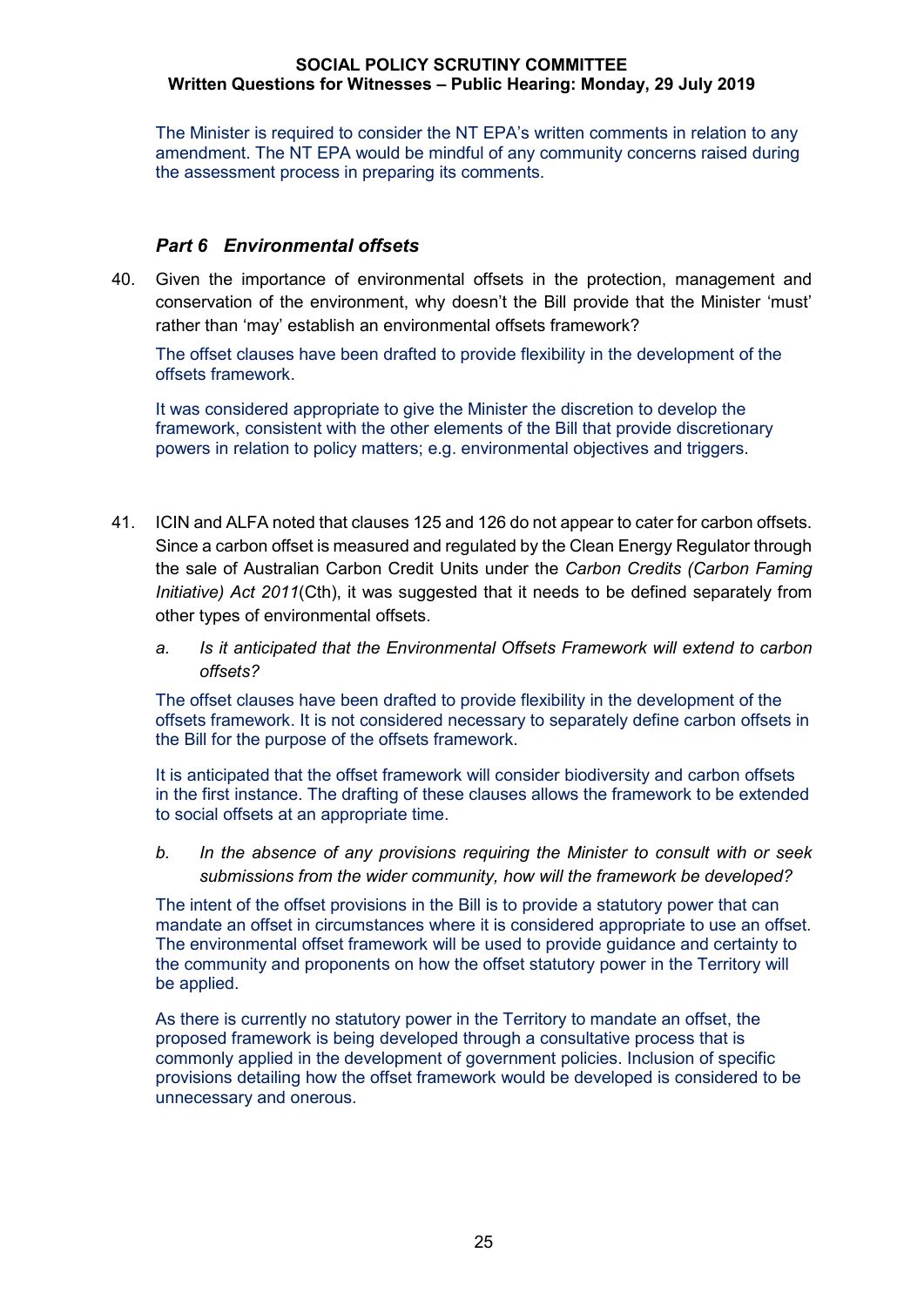The Minister is required to consider the NT EPA's written comments in relation to any amendment. The NT EPA would be mindful of any community concerns raised during the assessment process in preparing its comments.

### *Part 6 Environmental offsets*

40. Given the importance of environmental offsets in the protection, management and conservation of the environment, why doesn't the Bill provide that the Minister 'must' rather than 'may' establish an environmental offsets framework?

    The offset clauses have been drafted to provide flexibility in the development of the offsets framework.

    It was considered appropriate to give the Minister the discretion to develop the framework, consistent with the other elements of the Bill that provide discretionary powers in relation to policy matters; e.g. environmental objectives and triggers.

41. ICIN and ALFA noted that clauses 125 and 126 do not appear to cater for carbon offsets. Since a carbon offset is measured and regulated by the Clean Energy Regulator through the sale of Australian Carbon Credit Units under the *Carbon Credits (Carbon Faming Initiative) Act 2011*(Cth), it was suggested that it needs to be defined separately from other types of environmental offsets.

    a. *Is it anticipated that the Environmental Offsets Framework will extend to carbon offsets?*

    The offset clauses have been drafted to provide flexibility in the development of the offsets framework. It is not considered necessary to separately define carbon offsets in the Bill for the purpose of the offsets framework.

    It is anticipated that the offset framework will consider biodiversity and carbon offsets in the first instance. The drafting of these clauses allows the framework to be extended to social offsets at an appropriate time.

    b. *In the absence of any provisions requiring the Minister to consult with or seek submissions from the wider community, how will the framework be developed?*

    The intent of the offset provisions in the Bill is to provide a statutory power that can mandate an offset in circumstances where it is considered appropriate to use an offset. The environmental offset framework will be used to provide guidance and certainty to the community and proponents on how the offset statutory power in the Territory will be applied.

    As there is currently no statutory power in the Territory to mandate an offset, the proposed framework is being developed through a consultative process that is commonly applied in the development of government policies. Inclusion of specific provisions detailing how the offset framework would be developed is considered to be unnecessary and onerous.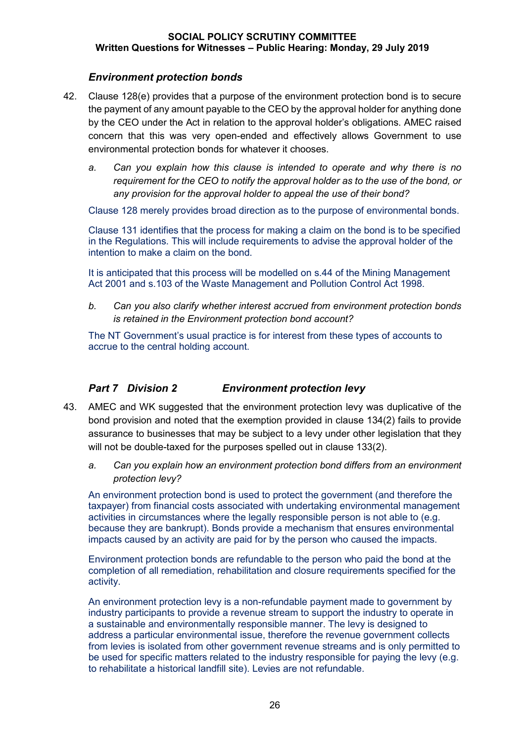### *Environment protection bonds*

42. Clause 128(e) provides that a purpose of the environment protection bond is to secure the payment of any amount payable to the CEO by the approval holder for anything done by the CEO under the Act in relation to the approval holder's obligations. AMEC raised concern that this was very open-ended and effectively allows Government to use environmental protection bonds for whatever it chooses.

    a. *Can you explain how this clause is intended to operate and why there is no requirement for the CEO to notify the approval holder as to the use of the bond, or any provision for the approval holder to appeal the use of their bond?*

    Clause 128 merely provides broad direction as to the purpose of environmental bonds.

    Clause 131 identifies that the process for making a claim on the bond is to be specified in the Regulations. This will include requirements to advise the approval holder of the intention to make a claim on the bond.

    It is anticipated that this process will be modelled on s.44 of the Mining Management Act 2001 and s.103 of the Waste Management and Pollution Control Act 1998.

    b. *Can you also clarify whether interest accrued from environment protection bonds is retained in the Environment protection bond account?*

    The NT Government's usual practice is for interest from these types of accounts to accrue to the central holding account.

### *Part 7 Division 2 Environment protection levy*

43. AMEC and WK suggested that the environment protection levy was duplicative of the bond provision and noted that the exemption provided in clause 134(2) fails to provide assurance to businesses that may be subject to a levy under other legislation that they will not be double-taxed for the purposes spelled out in clause 133(2).

    a. *Can you explain how an environment protection bond differs from an environment protection levy?*

    An environment protection bond is used to protect the government (and therefore the taxpayer) from financial costs associated with undertaking environmental management activities in circumstances where the legally responsible person is not able to (e.g. because they are bankrupt). Bonds provide a mechanism that ensures environmental impacts caused by an activity are paid for by the person who caused the impacts.

    Environment protection bonds are refundable to the person who paid the bond at the completion of all remediation, rehabilitation and closure requirements specified for the activity.

    An environment protection levy is a non-refundable payment made to government by industry participants to provide a revenue stream to support the industry to operate in a sustainable and environmentally responsible manner. The levy is designed to address a particular environmental issue, therefore the revenue government collects from levies is isolated from other government revenue streams and is only permitted to be used for specific matters related to the industry responsible for paying the levy (e.g. to rehabilitate a historical landfill site). Levies are not refundable.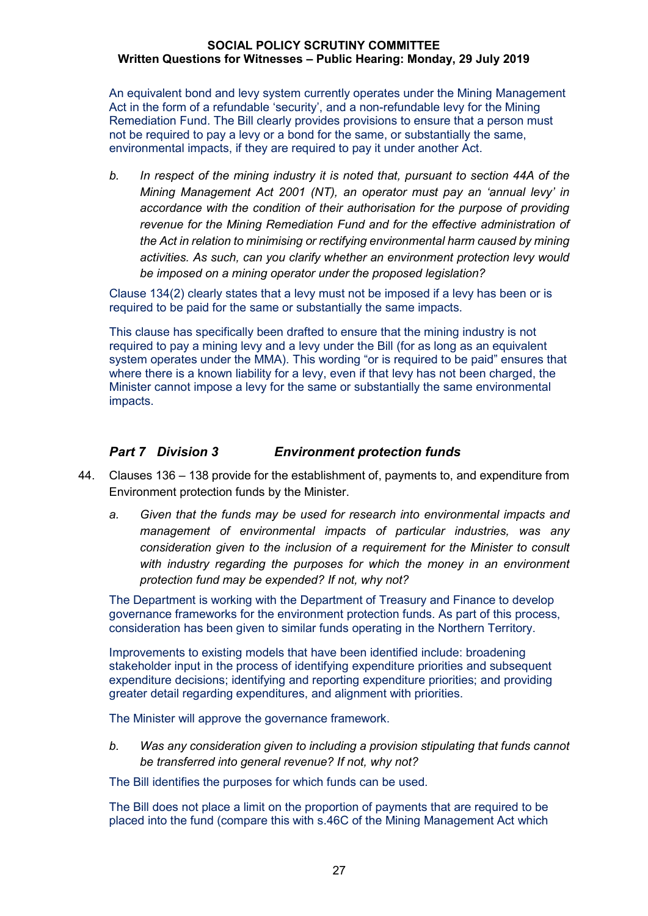An equivalent bond and levy system currently operates under the Mining Management Act in the form of a refundable 'security', and a non-refundable levy for the Mining Remediation Fund. The Bill clearly provides provisions to ensure that a person must not be required to pay a levy or a bond for the same, or substantially the same, environmental impacts, if they are required to pay it under another Act.

b. *In respect of the mining industry it is noted that, pursuant to section 44A of the Mining Management Act 2001 (NT), an operator must pay an 'annual levy' in accordance with the condition of their authorisation for the purpose of providing revenue for the Mining Remediation Fund and for the effective administration of the Act in relation to minimising or rectifying environmental harm caused by mining activities. As such, can you clarify whether an environment protection levy would be imposed on a mining operator under the proposed legislation?*

Clause 134(2) clearly states that a levy must not be imposed if a levy has been or is required to be paid for the same or substantially the same impacts.

This clause has specifically been drafted to ensure that the mining industry is not required to pay a mining levy and a levy under the Bill (for as long as an equivalent system operates under the MMA). This wording "or is required to be paid" ensures that where there is a known liability for a levy, even if that levy has not been charged, the Minister cannot impose a levy for the same or substantially the same environmental impacts.

## *Part 7 Division 3 Environment protection funds*

44. Clauses 136 – 138 provide for the establishment of, payments to, and expenditure from Environment protection funds by the Minister.

a. *Given that the funds may be used for research into environmental impacts and management of environmental impacts of particular industries, was any consideration given to the inclusion of a requirement for the Minister to consult with industry regarding the purposes for which the money in an environment protection fund may be expended? If not, why not?*

The Department is working with the Department of Treasury and Finance to develop governance frameworks for the environment protection funds. As part of this process, consideration has been given to similar funds operating in the Northern Territory.

Improvements to existing models that have been identified include: broadening stakeholder input in the process of identifying expenditure priorities and subsequent expenditure decisions; identifying and reporting expenditure priorities; and providing greater detail regarding expenditures, and alignment with priorities.

The Minister will approve the governance framework.

b. *Was any consideration given to including a provision stipulating that funds cannot be transferred into general revenue? If not, why not?*

The Bill identifies the purposes for which funds can be used.

The Bill does not place a limit on the proportion of payments that are required to be placed into the fund (compare this with s.46C of the Mining Management Act which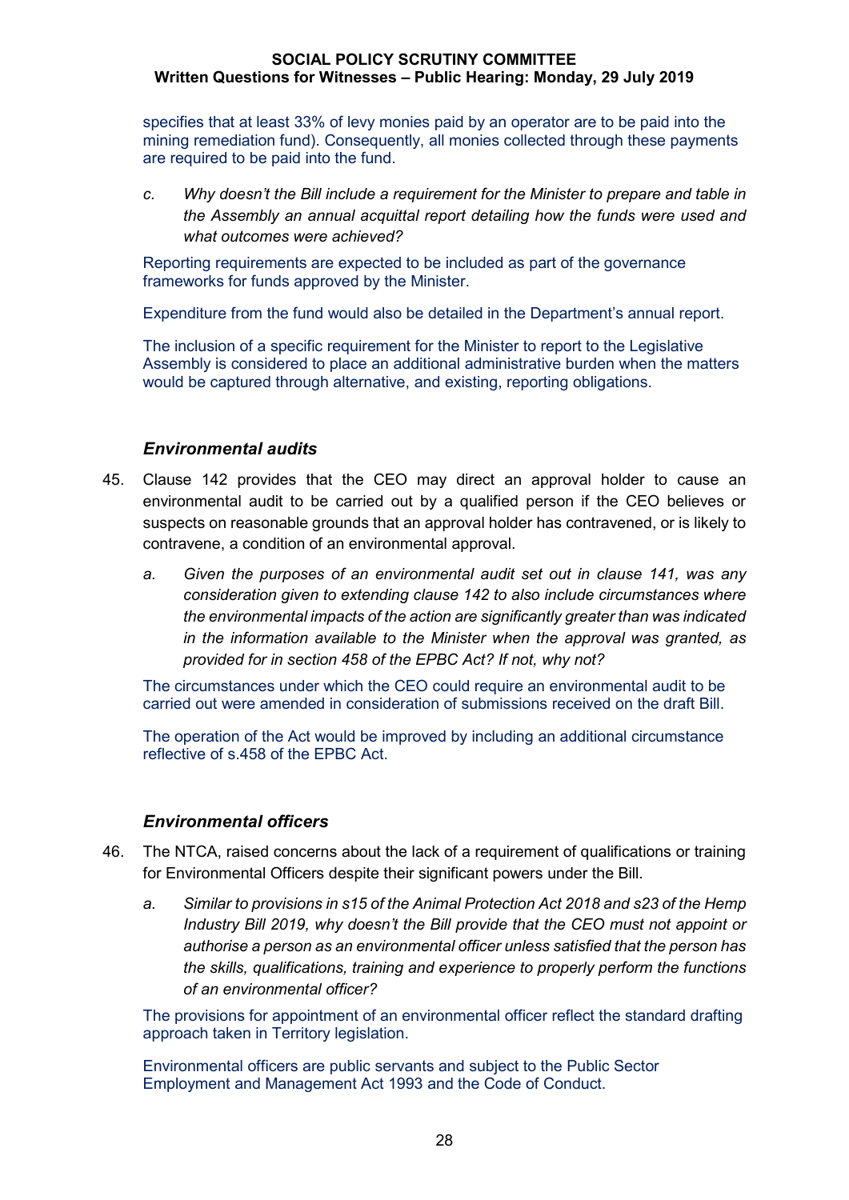specifies that at least 33% of levy monies paid by an operator are to be paid into the mining remediation fund). Consequently, all monies collected through these payments are required to be paid into the fund.

c. *Why doesn't the Bill include a requirement for the Minister to prepare and table in the Assembly an annual acquittal report detailing how the funds were used and what outcomes were achieved?*

Reporting requirements are expected to be included as part of the governance frameworks for funds approved by the Minister.

Expenditure from the fund would also be detailed in the Department's annual report.

The inclusion of a specific requirement for the Minister to report to the Legislative Assembly is considered to place an additional administrative burden when the matters would be captured through alternative, and existing, reporting obligations.

### *Environmental audits*

45. Clause 142 provides that the CEO may direct an approval holder to cause an environmental audit to be carried out by a qualified person if the CEO believes or suspects on reasonable grounds that an approval holder has contravened, or is likely to contravene, a condition of an environmental approval.

a. *Given the purposes of an environmental audit set out in clause 141, was any consideration given to extending clause 142 to also include circumstances where the environmental impacts of the action are significantly greater than was indicated in the information available to the Minister when the approval was granted, as provided for in section 458 of the EPBC Act? If not, why not?*

The circumstances under which the CEO could require an environmental audit to be carried out were amended in consideration of submissions received on the draft Bill.

The operation of the Act would be improved by including an additional circumstance reflective of s.458 of the EPBC Act.

### *Environmental officers*

46. The NTCA, raised concerns about the lack of a requirement of qualifications or training for Environmental Officers despite their significant powers under the Bill.

a. *Similar to provisions in s15 of the Animal Protection Act 2018 and s23 of the Hemp Industry Bill 2019, why doesn't the Bill provide that the CEO must not appoint or authorise a person as an environmental officer unless satisfied that the person has the skills, qualifications, training and experience to properly perform the functions of an environmental officer?*

The provisions for appointment of an environmental officer reflect the standard drafting approach taken in Territory legislation.

Environmental officers are public servants and subject to the Public Sector Employment and Management Act 1993 and the Code of Conduct.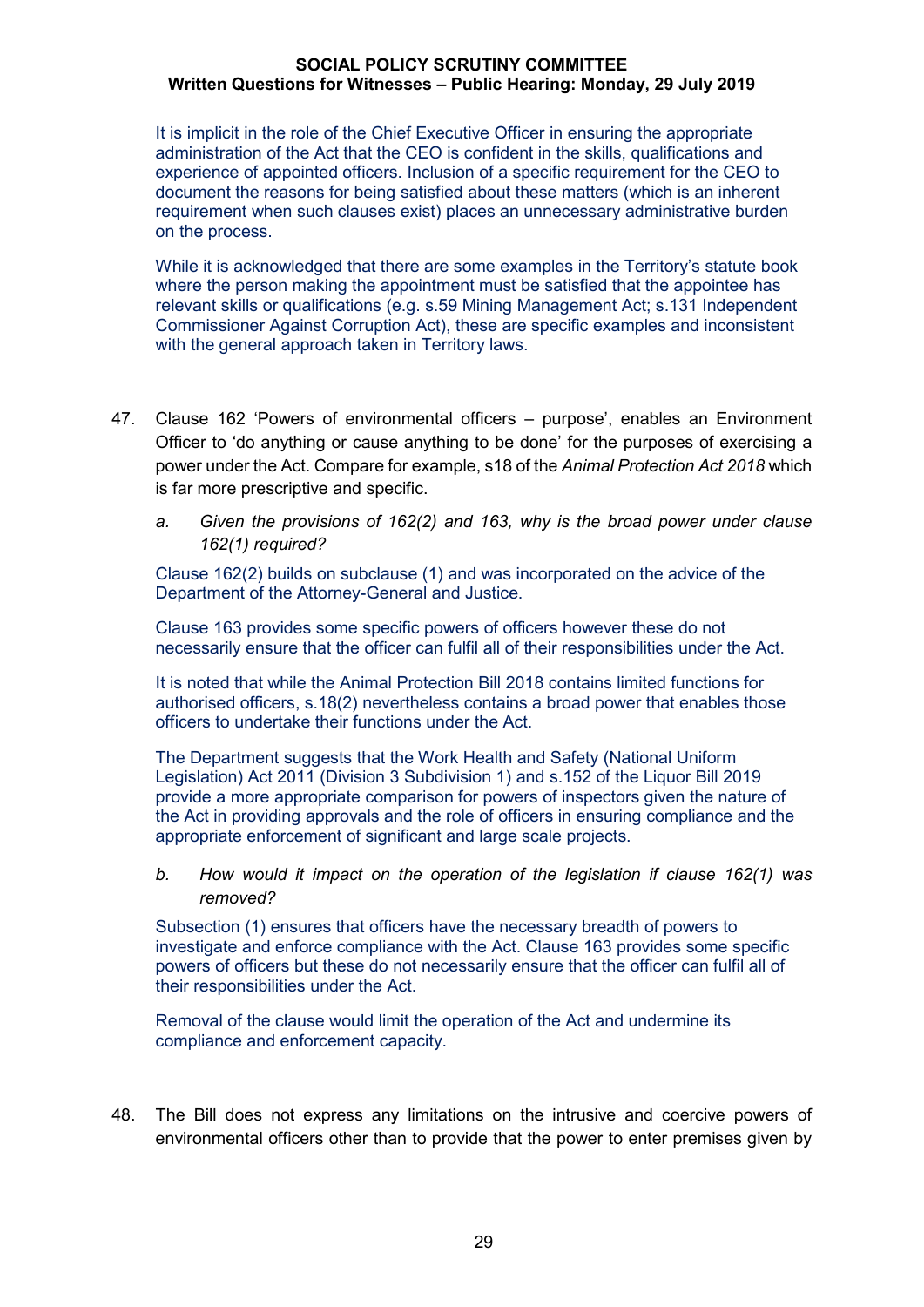It is implicit in the role of the Chief Executive Officer in ensuring the appropriate administration of the Act that the CEO is confident in the skills, qualifications and experience of appointed officers. Inclusion of a specific requirement for the CEO to document the reasons for being satisfied about these matters (which is an inherent requirement when such clauses exist) places an unnecessary administrative burden on the process.

While it is acknowledged that there are some examples in the Territory's statute book where the person making the appointment must be satisfied that the appointee has relevant skills or qualifications (e.g. s.59 Mining Management Act; s.131 Independent Commissioner Against Corruption Act), these are specific examples and inconsistent with the general approach taken in Territory laws.

47. Clause 162 'Powers of environmental officers – purpose', enables an Environment Officer to 'do anything or cause anything to be done' for the purposes of exercising a power under the Act. Compare for example, s18 of the *Animal Protection Act 2018* which is far more prescriptive and specific.

    a. *Given the provisions of 162(2) and 163, why is the broad power under clause 162(1) required?*

    Clause 162(2) builds on subclause (1) and was incorporated on the advice of the Department of the Attorney-General and Justice.

    Clause 163 provides some specific powers of officers however these do not necessarily ensure that the officer can fulfil all of their responsibilities under the Act.

    It is noted that while the Animal Protection Bill 2018 contains limited functions for authorised officers, s.18(2) nevertheless contains a broad power that enables those officers to undertake their functions under the Act.

    The Department suggests that the Work Health and Safety (National Uniform Legislation) Act 2011 (Division 3 Subdivision 1) and s.152 of the Liquor Bill 2019 provide a more appropriate comparison for powers of inspectors given the nature of the Act in providing approvals and the role of officers in ensuring compliance and the appropriate enforcement of significant and large scale projects.

    b. *How would it impact on the operation of the legislation if clause 162(1) was removed?*

    Subsection (1) ensures that officers have the necessary breadth of powers to investigate and enforce compliance with the Act. Clause 163 provides some specific powers of officers but these do not necessarily ensure that the officer can fulfil all of their responsibilities under the Act.

    Removal of the clause would limit the operation of the Act and undermine its compliance and enforcement capacity.

48. The Bill does not express any limitations on the intrusive and coercive powers of environmental officers other than to provide that the power to enter premises given by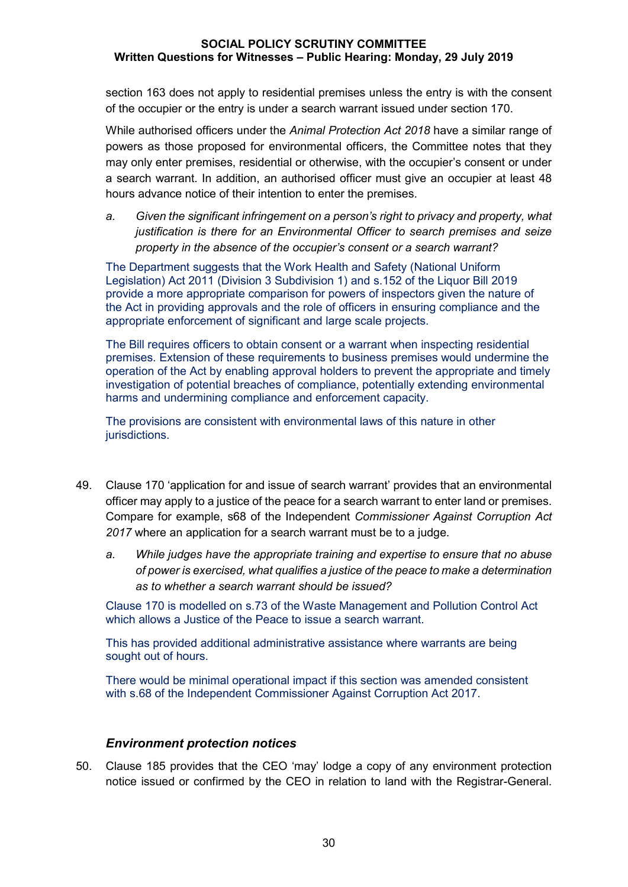section 163 does not apply to residential premises unless the entry is with the consent of the occupier or the entry is under a search warrant issued under section 170.

While authorised officers under the *Animal Protection Act 2018* have a similar range of powers as those proposed for environmental officers, the Committee notes that they may only enter premises, residential or otherwise, with the occupier's consent or under a search warrant. In addition, an authorised officer must give an occupier at least 48 hours advance notice of their intention to enter the premises.

a. *Given the significant infringement on a person's right to privacy and property, what justification is there for an Environmental Officer to search premises and seize property in the absence of the occupier's consent or a search warrant?*

The Department suggests that the Work Health and Safety (National Uniform Legislation) Act 2011 (Division 3 Subdivision 1) and s.152 of the Liquor Bill 2019 provide a more appropriate comparison for powers of inspectors given the nature of the Act in providing approvals and the role of officers in ensuring compliance and the appropriate enforcement of significant and large scale projects.

The Bill requires officers to obtain consent or a warrant when inspecting residential premises. Extension of these requirements to business premises would undermine the operation of the Act by enabling approval holders to prevent the appropriate and timely investigation of potential breaches of compliance, potentially extending environmental harms and undermining compliance and enforcement capacity.

The provisions are consistent with environmental laws of this nature in other jurisdictions.

49. Clause 170 'application for and issue of search warrant' provides that an environmental officer may apply to a justice of the peace for a search warrant to enter land or premises. Compare for example, s68 of the Independent *Commissioner Against Corruption Act 2017* where an application for a search warrant must be to a judge.

    a. *While judges have the appropriate training and expertise to ensure that no abuse of power is exercised, what qualifies a justice of the peace to make a determination as to whether a search warrant should be issued?*

Clause 170 is modelled on s.73 of the Waste Management and Pollution Control Act which allows a Justice of the Peace to issue a search warrant.

This has provided additional administrative assistance where warrants are being sought out of hours.

There would be minimal operational impact if this section was amended consistent with s.68 of the Independent Commissioner Against Corruption Act 2017.

### *Environment protection notices*

50. Clause 185 provides that the CEO 'may' lodge a copy of any environment protection notice issued or confirmed by the CEO in relation to land with the Registrar-General.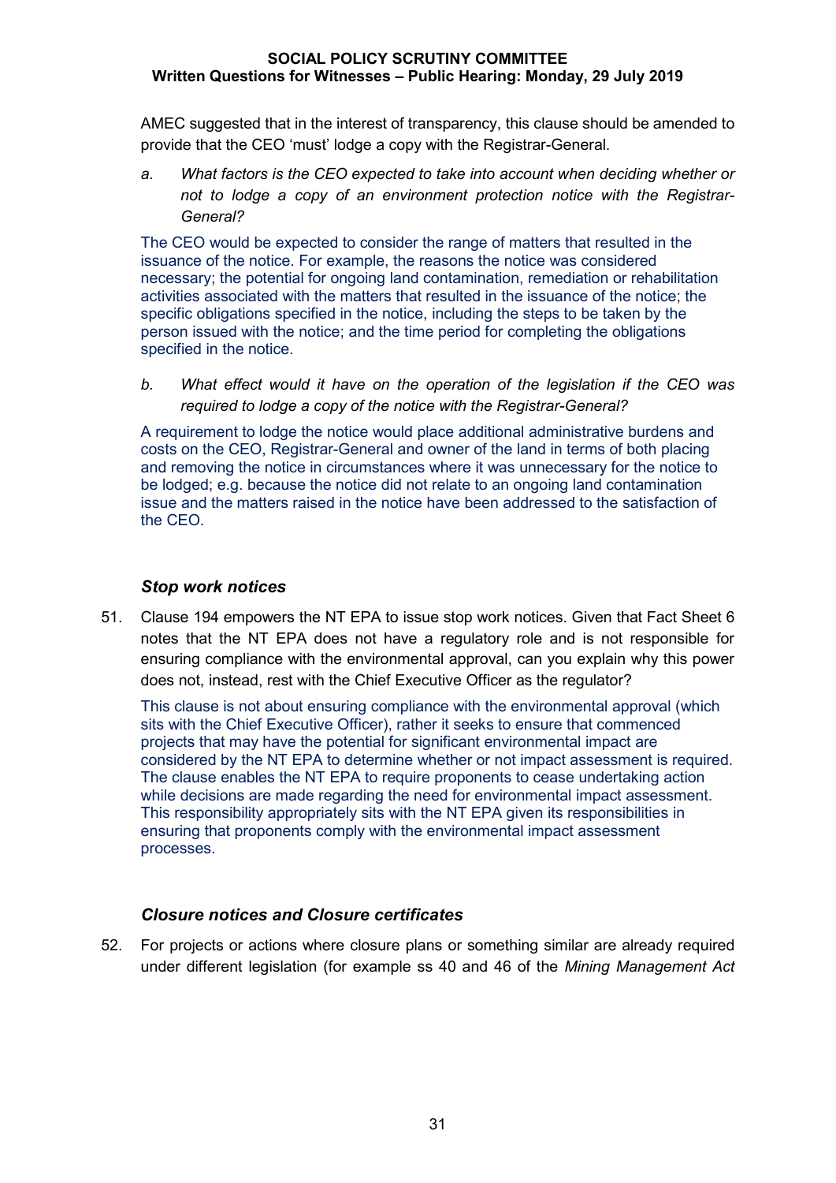AMEC suggested that in the interest of transparency, this clause should be amended to provide that the CEO 'must' lodge a copy with the Registrar-General.

a. *What factors is the CEO expected to take into account when deciding whether or not to lodge a copy of an environment protection notice with the Registrar-General?*

The CEO would be expected to consider the range of matters that resulted in the issuance of the notice. For example, the reasons the notice was considered necessary; the potential for ongoing land contamination, remediation or rehabilitation activities associated with the matters that resulted in the issuance of the notice; the specific obligations specified in the notice, including the steps to be taken by the person issued with the notice; and the time period for completing the obligations specified in the notice.

b. *What effect would it have on the operation of the legislation if the CEO was required to lodge a copy of the notice with the Registrar-General?*

A requirement to lodge the notice would place additional administrative burdens and costs on the CEO, Registrar-General and owner of the land in terms of both placing and removing the notice in circumstances where it was unnecessary for the notice to be lodged; e.g. because the notice did not relate to an ongoing land contamination issue and the matters raised in the notice have been addressed to the satisfaction of the CEO.

### *Stop work notices*

51. Clause 194 empowers the NT EPA to issue stop work notices. Given that Fact Sheet 6 notes that the NT EPA does not have a regulatory role and is not responsible for ensuring compliance with the environmental approval, can you explain why this power does not, instead, rest with the Chief Executive Officer as the regulator?

This clause is not about ensuring compliance with the environmental approval (which sits with the Chief Executive Officer), rather it seeks to ensure that commenced projects that may have the potential for significant environmental impact are considered by the NT EPA to determine whether or not impact assessment is required. The clause enables the NT EPA to require proponents to cease undertaking action while decisions are made regarding the need for environmental impact assessment. This responsibility appropriately sits with the NT EPA given its responsibilities in ensuring that proponents comply with the environmental impact assessment processes.

### *Closure notices and Closure certificates*

52. For projects or actions where closure plans or something similar are already required under different legislation (for example ss 40 and 46 of the *Mining Management Act*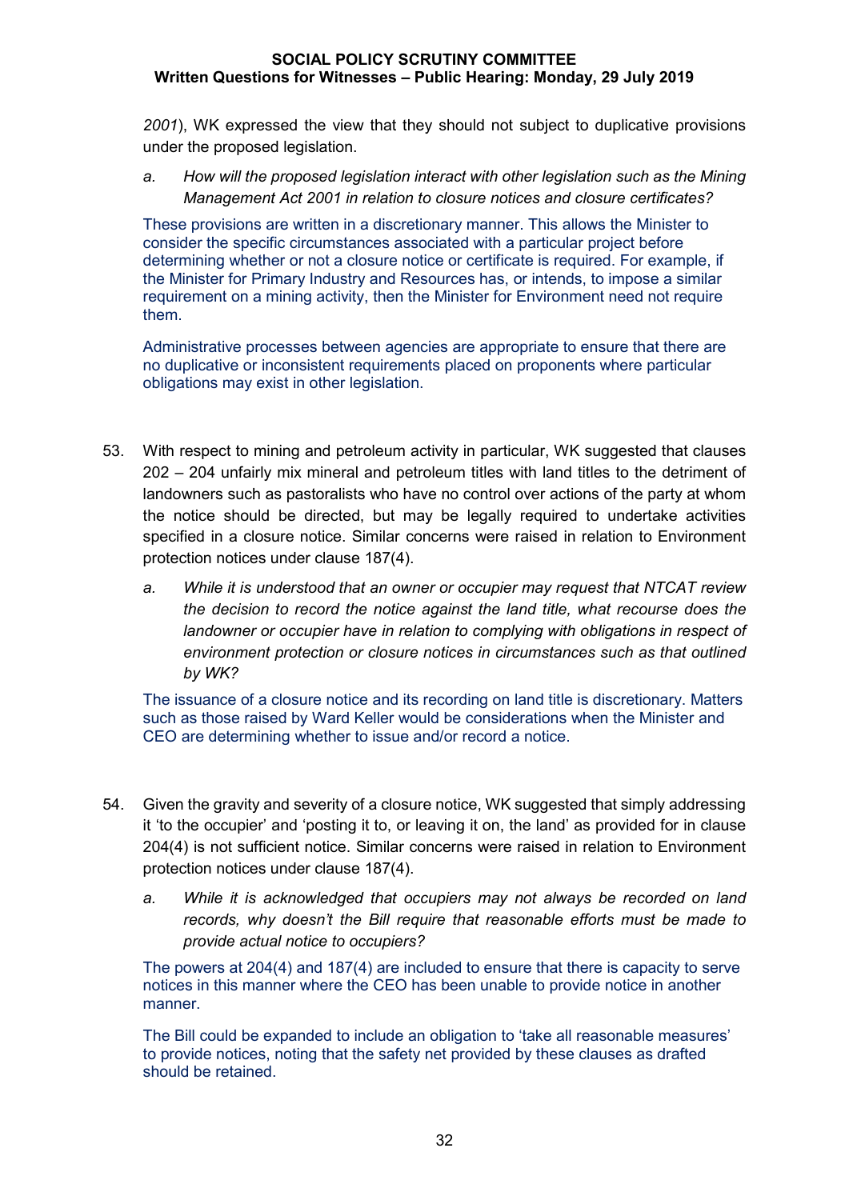2001), WK expressed the view that they should not subject to duplicative provisions under the proposed legislation.

a. *How will the proposed legislation interact with other legislation such as the Mining Management Act 2001 in relation to closure notices and closure certificates?*

These provisions are written in a discretionary manner. This allows the Minister to consider the specific circumstances associated with a particular project before determining whether or not a closure notice or certificate is required. For example, if the Minister for Primary Industry and Resources has, or intends, to impose a similar requirement on a mining activity, then the Minister for Environment need not require them.

Administrative processes between agencies are appropriate to ensure that there are no duplicative or inconsistent requirements placed on proponents where particular obligations may exist in other legislation.

53. With respect to mining and petroleum activity in particular, WK suggested that clauses 202 – 204 unfairly mix mineral and petroleum titles with land titles to the detriment of landowners such as pastoralists who have no control over actions of the party at whom the notice should be directed, but may be legally required to undertake activities specified in a closure notice. Similar concerns were raised in relation to Environment protection notices under clause 187(4).

a. *While it is understood that an owner or occupier may request that NTCAT review the decision to record the notice against the land title, what recourse does the landowner or occupier have in relation to complying with obligations in respect of environment protection or closure notices in circumstances such as that outlined by WK?*

The issuance of a closure notice and its recording on land title is discretionary. Matters such as those raised by Ward Keller would be considerations when the Minister and CEO are determining whether to issue and/or record a notice.

54. Given the gravity and severity of a closure notice, WK suggested that simply addressing it 'to the occupier' and 'posting it to, or leaving it on, the land' as provided for in clause 204(4) is not sufficient notice. Similar concerns were raised in relation to Environment protection notices under clause 187(4).

a. *While it is acknowledged that occupiers may not always be recorded on land records, why doesn't the Bill require that reasonable efforts must be made to provide actual notice to occupiers?*

The powers at 204(4) and 187(4) are included to ensure that there is capacity to serve notices in this manner where the CEO has been unable to provide notice in another manner.

The Bill could be expanded to include an obligation to 'take all reasonable measures' to provide notices, noting that the safety net provided by these clauses as drafted should be retained.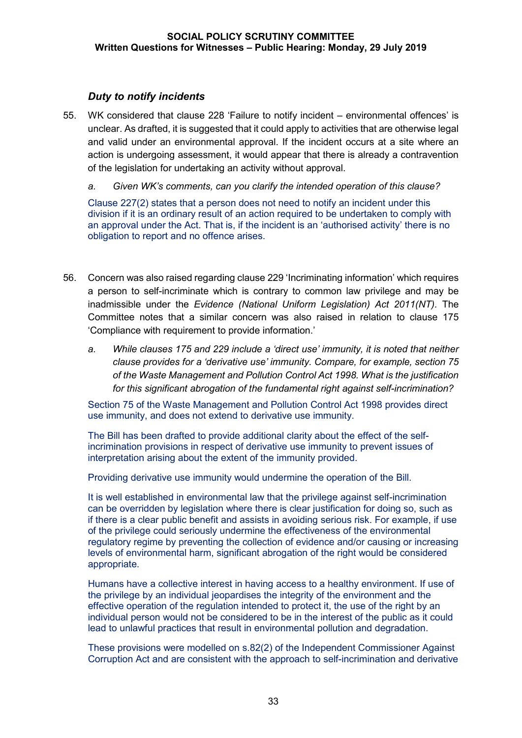### *Duty to notify incidents*

55. WK considered that clause 228 'Failure to notify incident – environmental offences' is unclear. As drafted, it is suggested that it could apply to activities that are otherwise legal and valid under an environmental approval. If the incident occurs at a site where an action is undergoing assessment, it would appear that there is already a contravention of the legislation for undertaking an activity without approval.

    a. *Given WK's comments, can you clarify the intended operation of this clause?*

    Clause 227(2) states that a person does not need to notify an incident under this division if it is an ordinary result of an action required to be undertaken to comply with an approval under the Act. That is, if the incident is an 'authorised activity' there is no obligation to report and no offence arises.

56. Concern was also raised regarding clause 229 'Incriminating information' which requires a person to self-incriminate which is contrary to common law privilege and may be inadmissible under the *Evidence (National Uniform Legislation) Act 2011(NT).* The Committee notes that a similar concern was also raised in relation to clause 175 'Compliance with requirement to provide information.'

    a. *While clauses 175 and 229 include a 'direct use' immunity, it is noted that neither clause provides for a 'derivative use' immunity. Compare, for example, section 75 of the Waste Management and Pollution Control Act 1998. What is the justification for this significant abrogation of the fundamental right against self-incrimination?*

    Section 75 of the Waste Management and Pollution Control Act 1998 provides direct use immunity, and does not extend to derivative use immunity.

    The Bill has been drafted to provide additional clarity about the effect of the self-incrimination provisions in respect of derivative use immunity to prevent issues of interpretation arising about the extent of the immunity provided.

    Providing derivative use immunity would undermine the operation of the Bill.

    It is well established in environmental law that the privilege against self-incrimination can be overridden by legislation where there is clear justification for doing so, such as if there is a clear public benefit and assists in avoiding serious risk. For example, if use of the privilege could seriously undermine the effectiveness of the environmental regulatory regime by preventing the collection of evidence and/or causing or increasing levels of environmental harm, significant abrogation of the right would be considered appropriate.

    Humans have a collective interest in having access to a healthy environment. If use of the privilege by an individual jeopardises the integrity of the environment and the effective operation of the regulation intended to protect it, the use of the right by an individual person would not be considered to be in the interest of the public as it could lead to unlawful practices that result in environmental pollution and degradation.

    These provisions were modelled on s.82(2) of the Independent Commissioner Against Corruption Act and are consistent with the approach to self-incrimination and derivative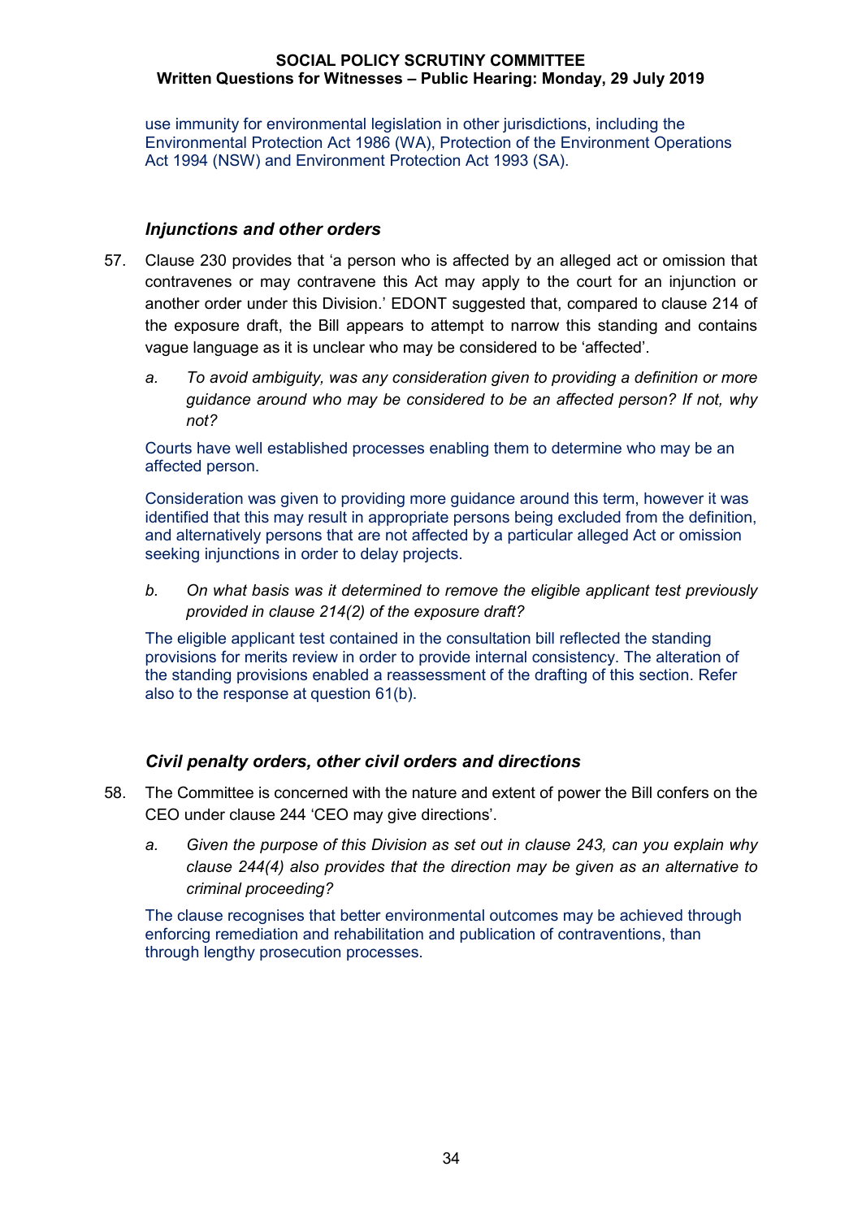use immunity for environmental legislation in other jurisdictions, including the Environmental Protection Act 1986 (WA), Protection of the Environment Operations Act 1994 (NSW) and Environment Protection Act 1993 (SA).

### *Injunctions and other orders*

57. Clause 230 provides that 'a person who is affected by an alleged act or omission that contravenes or may contravene this Act may apply to the court for an injunction or another order under this Division.' EDONT suggested that, compared to clause 214 of the exposure draft, the Bill appears to attempt to narrow this standing and contains vague language as it is unclear who may be considered to be 'affected'.

    a. *To avoid ambiguity, was any consideration given to providing a definition or more guidance around who may be considered to be an affected person? If not, why not?*

    Courts have well established processes enabling them to determine who may be an affected person.

    Consideration was given to providing more guidance around this term, however it was identified that this may result in appropriate persons being excluded from the definition, and alternatively persons that are not affected by a particular alleged Act or omission seeking injunctions in order to delay projects.

    b. *On what basis was it determined to remove the eligible applicant test previously provided in clause 214(2) of the exposure draft?*

    The eligible applicant test contained in the consultation bill reflected the standing provisions for merits review in order to provide internal consistency. The alteration of the standing provisions enabled a reassessment of the drafting of this section. Refer also to the response at question 61(b).

### *Civil penalty orders, other civil orders and directions*

58. The Committee is concerned with the nature and extent of power the Bill confers on the CEO under clause 244 'CEO may give directions'.

    a. *Given the purpose of this Division as set out in clause 243, can you explain why clause 244(4) also provides that the direction may be given as an alternative to criminal proceeding?*

    The clause recognises that better environmental outcomes may be achieved through enforcing remediation and rehabilitation and publication of contraventions, than through lengthy prosecution processes.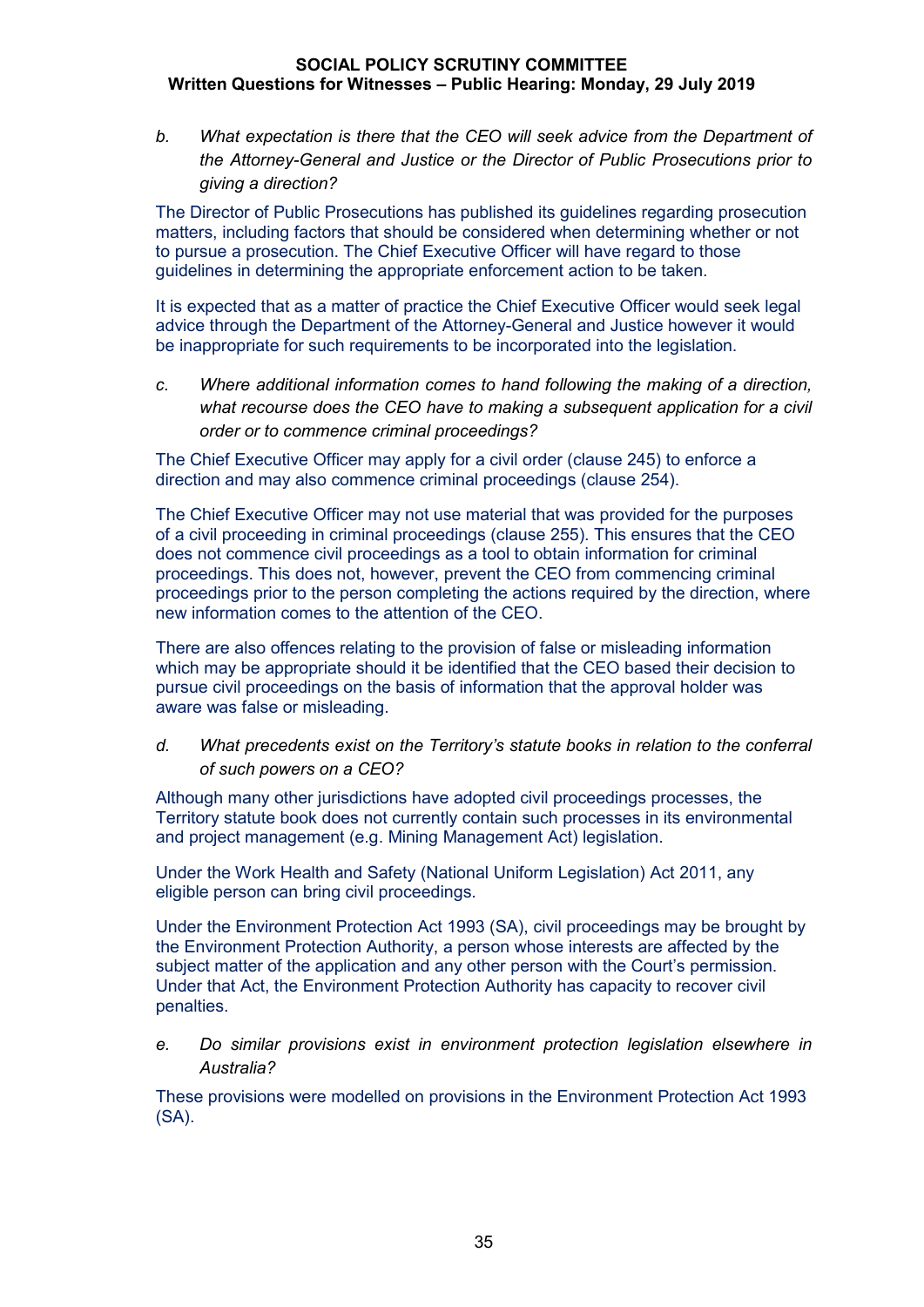*b. What expectation is there that the CEO will seek advice from the Department of the Attorney-General and Justice or the Director of Public Prosecutions prior to giving a direction?*

The Director of Public Prosecutions has published its guidelines regarding prosecution matters, including factors that should be considered when determining whether or not to pursue a prosecution. The Chief Executive Officer will have regard to those guidelines in determining the appropriate enforcement action to be taken.

It is expected that as a matter of practice the Chief Executive Officer would seek legal advice through the Department of the Attorney-General and Justice however it would be inappropriate for such requirements to be incorporated into the legislation.

*c. Where additional information comes to hand following the making of a direction, what recourse does the CEO have to making a subsequent application for a civil order or to commence criminal proceedings?*

The Chief Executive Officer may apply for a civil order (clause 245) to enforce a direction and may also commence criminal proceedings (clause 254).

The Chief Executive Officer may not use material that was provided for the purposes of a civil proceeding in criminal proceedings (clause 255). This ensures that the CEO does not commence civil proceedings as a tool to obtain information for criminal proceedings. This does not, however, prevent the CEO from commencing criminal proceedings prior to the person completing the actions required by the direction, where new information comes to the attention of the CEO.

There are also offences relating to the provision of false or misleading information which may be appropriate should it be identified that the CEO based their decision to pursue civil proceedings on the basis of information that the approval holder was aware was false or misleading.

*d. What precedents exist on the Territory's statute books in relation to the conferral of such powers on a CEO?*

Although many other jurisdictions have adopted civil proceedings processes, the Territory statute book does not currently contain such processes in its environmental and project management (e.g. Mining Management Act) legislation.

Under the Work Health and Safety (National Uniform Legislation) Act 2011, any eligible person can bring civil proceedings.

Under the Environment Protection Act 1993 (SA), civil proceedings may be brought by the Environment Protection Authority, a person whose interests are affected by the subject matter of the application and any other person with the Court's permission. Under that Act, the Environment Protection Authority has capacity to recover civil penalties.

*e. Do similar provisions exist in environment protection legislation elsewhere in Australia?*

These provisions were modelled on provisions in the Environment Protection Act 1993 (SA).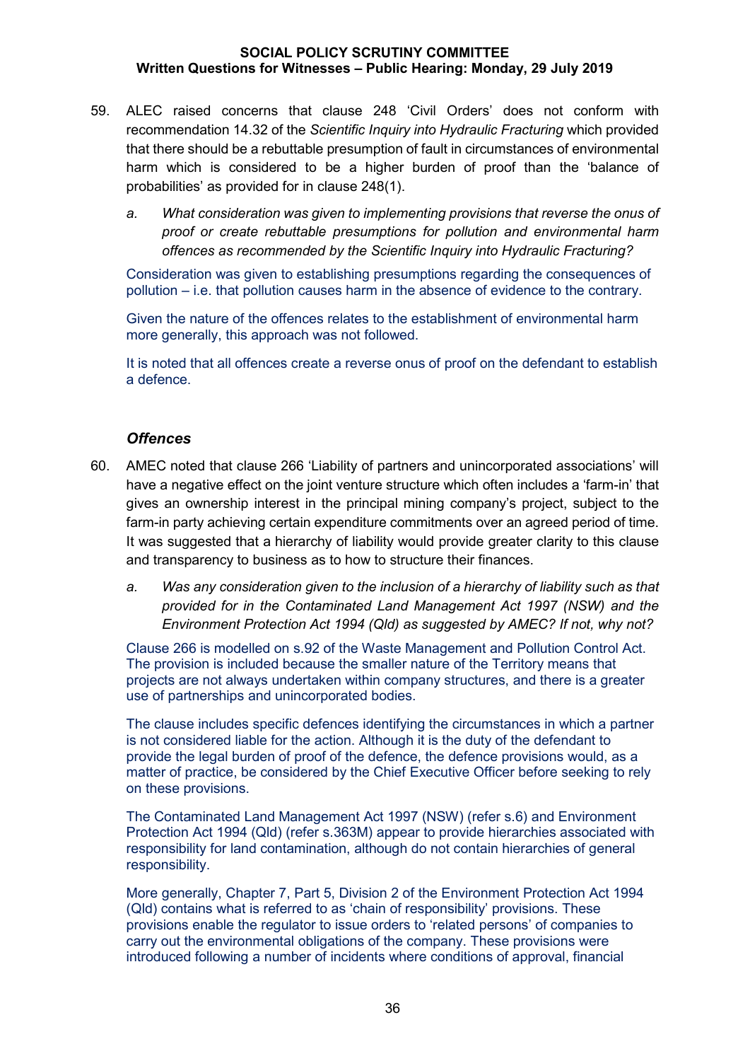59. ALEC raised concerns that clause 248 'Civil Orders' does not conform with recommendation 14.32 of the *Scientific Inquiry into Hydraulic Fracturing* which provided that there should be a rebuttable presumption of fault in circumstances of environmental harm which is considered to be a higher burden of proof than the 'balance of probabilities' as provided for in clause 248(1).

    a. *What consideration was given to implementing provisions that reverse the onus of proof or create rebuttable presumptions for pollution and environmental harm offences as recommended by the Scientific Inquiry into Hydraulic Fracturing?*

    Consideration was given to establishing presumptions regarding the consequences of pollution – i.e. that pollution causes harm in the absence of evidence to the contrary.

    Given the nature of the offences relates to the establishment of environmental harm more generally, this approach was not followed.

    It is noted that all offences create a reverse onus of proof on the defendant to establish a defence.

### *Offences*

60. AMEC noted that clause 266 'Liability of partners and unincorporated associations' will have a negative effect on the joint venture structure which often includes a 'farm-in' that gives an ownership interest in the principal mining company's project, subject to the farm-in party achieving certain expenditure commitments over an agreed period of time. It was suggested that a hierarchy of liability would provide greater clarity to this clause and transparency to business as to how to structure their finances.

    a. *Was any consideration given to the inclusion of a hierarchy of liability such as that provided for in the Contaminated Land Management Act 1997 (NSW) and the Environment Protection Act 1994 (Qld) as suggested by AMEC? If not, why not?*

    Clause 266 is modelled on s.92 of the Waste Management and Pollution Control Act. The provision is included because the smaller nature of the Territory means that projects are not always undertaken within company structures, and there is a greater use of partnerships and unincorporated bodies.

    The clause includes specific defences identifying the circumstances in which a partner is not considered liable for the action. Although it is the duty of the defendant to provide the legal burden of proof of the defence, the defence provisions would, as a matter of practice, be considered by the Chief Executive Officer before seeking to rely on these provisions.

    The Contaminated Land Management Act 1997 (NSW) (refer s.6) and Environment Protection Act 1994 (Qld) (refer s.363M) appear to provide hierarchies associated with responsibility for land contamination, although do not contain hierarchies of general responsibility.

    More generally, Chapter 7, Part 5, Division 2 of the Environment Protection Act 1994 (Qld) contains what is referred to as 'chain of responsibility' provisions. These provisions enable the regulator to issue orders to 'related persons' of companies to carry out the environmental obligations of the company. These provisions were introduced following a number of incidents where conditions of approval, financial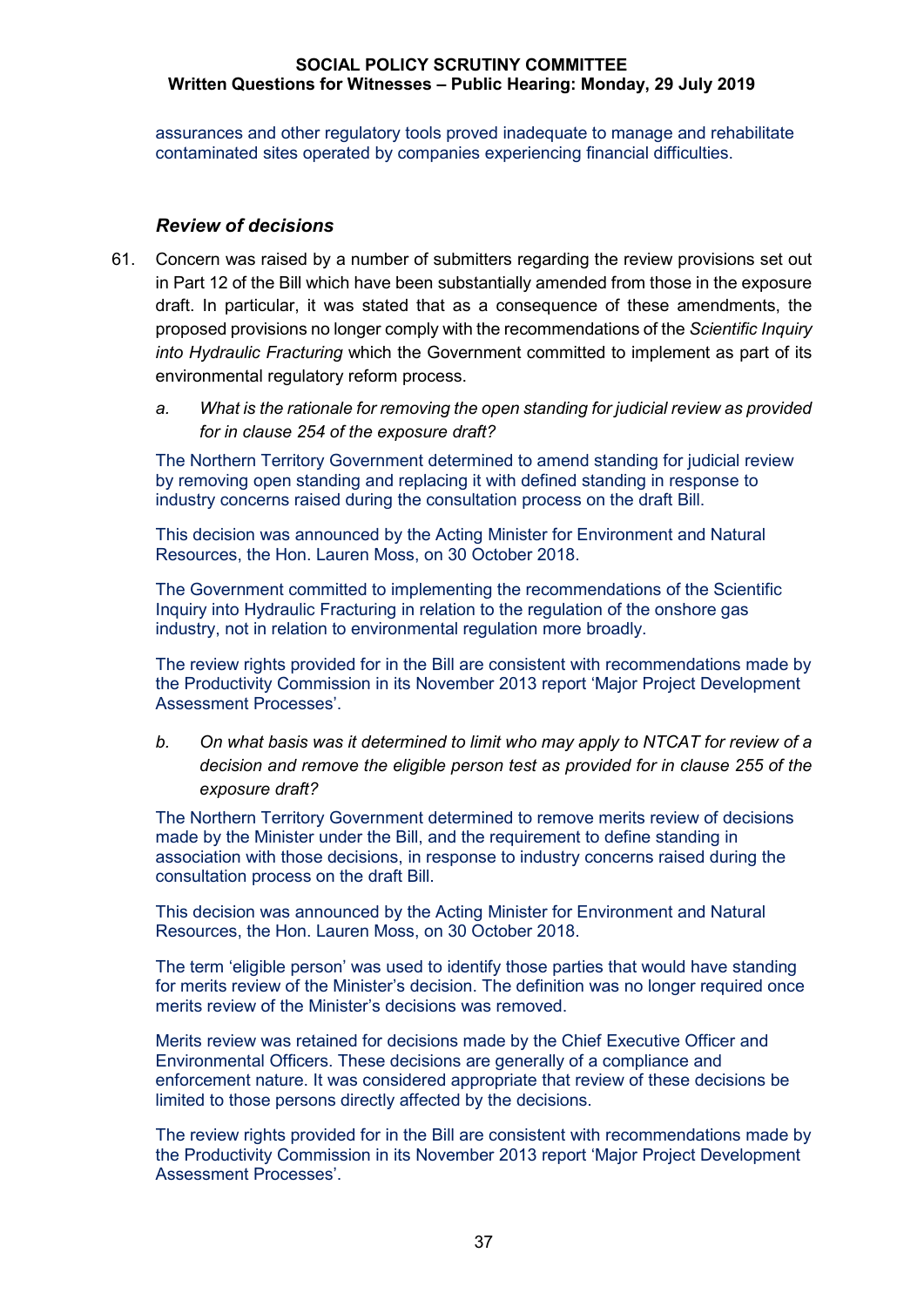assurances and other regulatory tools proved inadequate to manage and rehabilitate contaminated sites operated by companies experiencing financial difficulties.

### *Review of decisions*

61. Concern was raised by a number of submitters regarding the review provisions set out in Part 12 of the Bill which have been substantially amended from those in the exposure draft. In particular, it was stated that as a consequence of these amendments, the proposed provisions no longer comply with the recommendations of the *Scientific Inquiry into Hydraulic Fracturing* which the Government committed to implement as part of its environmental regulatory reform process.

    a. *What is the rationale for removing the open standing for judicial review as provided for in clause 254 of the exposure draft?*

    The Northern Territory Government determined to amend standing for judicial review by removing open standing and replacing it with defined standing in response to industry concerns raised during the consultation process on the draft Bill.

    This decision was announced by the Acting Minister for Environment and Natural Resources, the Hon. Lauren Moss, on 30 October 2018.

    The Government committed to implementing the recommendations of the Scientific Inquiry into Hydraulic Fracturing in relation to the regulation of the onshore gas industry, not in relation to environmental regulation more broadly.

    The review rights provided for in the Bill are consistent with recommendations made by the Productivity Commission in its November 2013 report 'Major Project Development Assessment Processes'.

    b. *On what basis was it determined to limit who may apply to NTCAT for review of a decision and remove the eligible person test as provided for in clause 255 of the exposure draft?*

    The Northern Territory Government determined to remove merits review of decisions made by the Minister under the Bill, and the requirement to define standing in association with those decisions, in response to industry concerns raised during the consultation process on the draft Bill.

    This decision was announced by the Acting Minister for Environment and Natural Resources, the Hon. Lauren Moss, on 30 October 2018.

    The term 'eligible person' was used to identify those parties that would have standing for merits review of the Minister's decision. The definition was no longer required once merits review of the Minister's decisions was removed.

    Merits review was retained for decisions made by the Chief Executive Officer and Environmental Officers. These decisions are generally of a compliance and enforcement nature. It was considered appropriate that review of these decisions be limited to those persons directly affected by the decisions.

    The review rights provided for in the Bill are consistent with recommendations made by the Productivity Commission in its November 2013 report 'Major Project Development Assessment Processes'.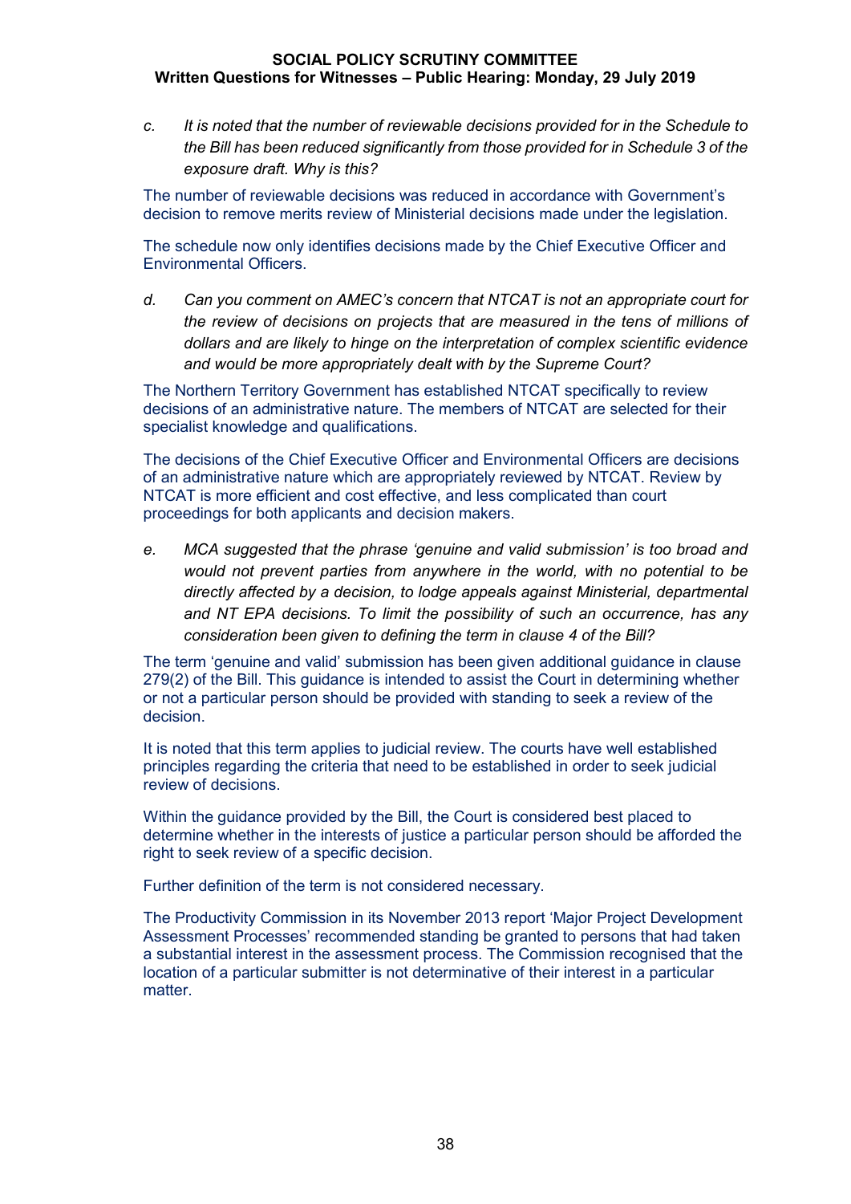c. *It is noted that the number of reviewable decisions provided for in the Schedule to the Bill has been reduced significantly from those provided for in Schedule 3 of the exposure draft. Why is this?*

The number of reviewable decisions was reduced in accordance with Government's decision to remove merits review of Ministerial decisions made under the legislation.

The schedule now only identifies decisions made by the Chief Executive Officer and Environmental Officers.

d. *Can you comment on AMEC's concern that NTCAT is not an appropriate court for the review of decisions on projects that are measured in the tens of millions of dollars and are likely to hinge on the interpretation of complex scientific evidence and would be more appropriately dealt with by the Supreme Court?*

The Northern Territory Government has established NTCAT specifically to review decisions of an administrative nature. The members of NTCAT are selected for their specialist knowledge and qualifications.

The decisions of the Chief Executive Officer and Environmental Officers are decisions of an administrative nature which are appropriately reviewed by NTCAT. Review by NTCAT is more efficient and cost effective, and less complicated than court proceedings for both applicants and decision makers.

e. *MCA suggested that the phrase 'genuine and valid submission' is too broad and would not prevent parties from anywhere in the world, with no potential to be directly affected by a decision, to lodge appeals against Ministerial, departmental and NT EPA decisions. To limit the possibility of such an occurrence, has any consideration been given to defining the term in clause 4 of the Bill?*

The term 'genuine and valid' submission has been given additional guidance in clause 279(2) of the Bill. This guidance is intended to assist the Court in determining whether or not a particular person should be provided with standing to seek a review of the decision.

It is noted that this term applies to judicial review. The courts have well established principles regarding the criteria that need to be established in order to seek judicial review of decisions.

Within the guidance provided by the Bill, the Court is considered best placed to determine whether in the interests of justice a particular person should be afforded the right to seek review of a specific decision.

Further definition of the term is not considered necessary.

The Productivity Commission in its November 2013 report 'Major Project Development Assessment Processes' recommended standing be granted to persons that had taken a substantial interest in the assessment process. The Commission recognised that the location of a particular submitter is not determinative of their interest in a particular matter.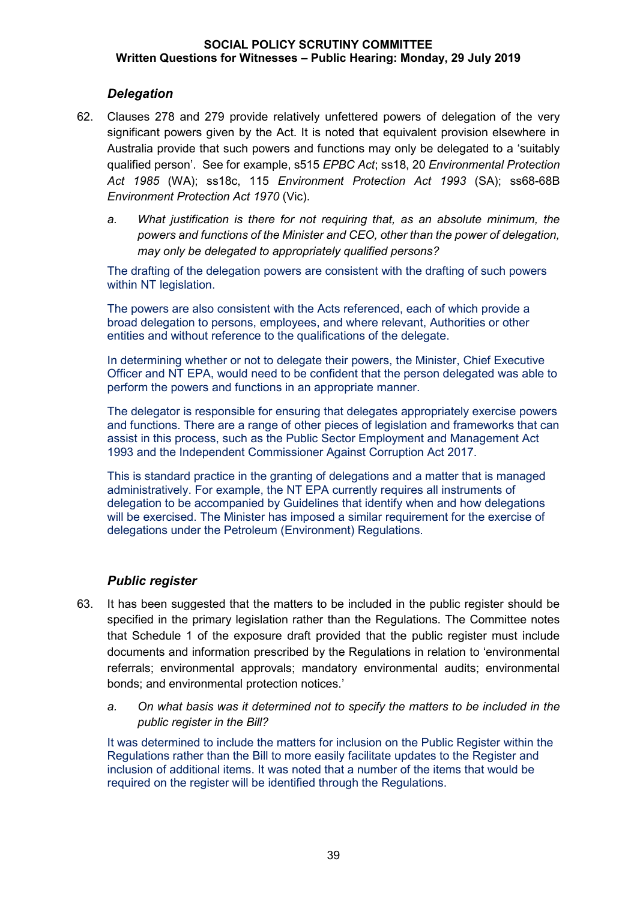### *Delegation*

62. Clauses 278 and 279 provide relatively unfettered powers of delegation of the very significant powers given by the Act. It is noted that equivalent provision elsewhere in Australia provide that such powers and functions may only be delegated to a 'suitably qualified person'. See for example, s515 *EPBC Act*; ss18, 20 *Environmental Protection Act 1985* (WA); ss18c, 115 *Environment Protection Act 1993* (SA); ss68-68B *Environment Protection Act 1970* (Vic).

    a. *What justification is there for not requiring that, as an absolute minimum, the powers and functions of the Minister and CEO, other than the power of delegation, may only be delegated to appropriately qualified persons?*

    The drafting of the delegation powers are consistent with the drafting of such powers within NT legislation.

    The powers are also consistent with the Acts referenced, each of which provide a broad delegation to persons, employees, and where relevant, Authorities or other entities and without reference to the qualifications of the delegate.

    In determining whether or not to delegate their powers, the Minister, Chief Executive Officer and NT EPA, would need to be confident that the person delegated was able to perform the powers and functions in an appropriate manner.

    The delegator is responsible for ensuring that delegates appropriately exercise powers and functions. There are a range of other pieces of legislation and frameworks that can assist in this process, such as the Public Sector Employment and Management Act 1993 and the Independent Commissioner Against Corruption Act 2017.

    This is standard practice in the granting of delegations and a matter that is managed administratively. For example, the NT EPA currently requires all instruments of delegation to be accompanied by Guidelines that identify when and how delegations will be exercised. The Minister has imposed a similar requirement for the exercise of delegations under the Petroleum (Environment) Regulations.

### *Public register*

63. It has been suggested that the matters to be included in the public register should be specified in the primary legislation rather than the Regulations. The Committee notes that Schedule 1 of the exposure draft provided that the public register must include documents and information prescribed by the Regulations in relation to 'environmental referrals; environmental approvals; mandatory environmental audits; environmental bonds; and environmental protection notices.'

    a. *On what basis was it determined not to specify the matters to be included in the public register in the Bill?*

    It was determined to include the matters for inclusion on the Public Register within the Regulations rather than the Bill to more easily facilitate updates to the Register and inclusion of additional items. It was noted that a number of the items that would be required on the register will be identified through the Regulations.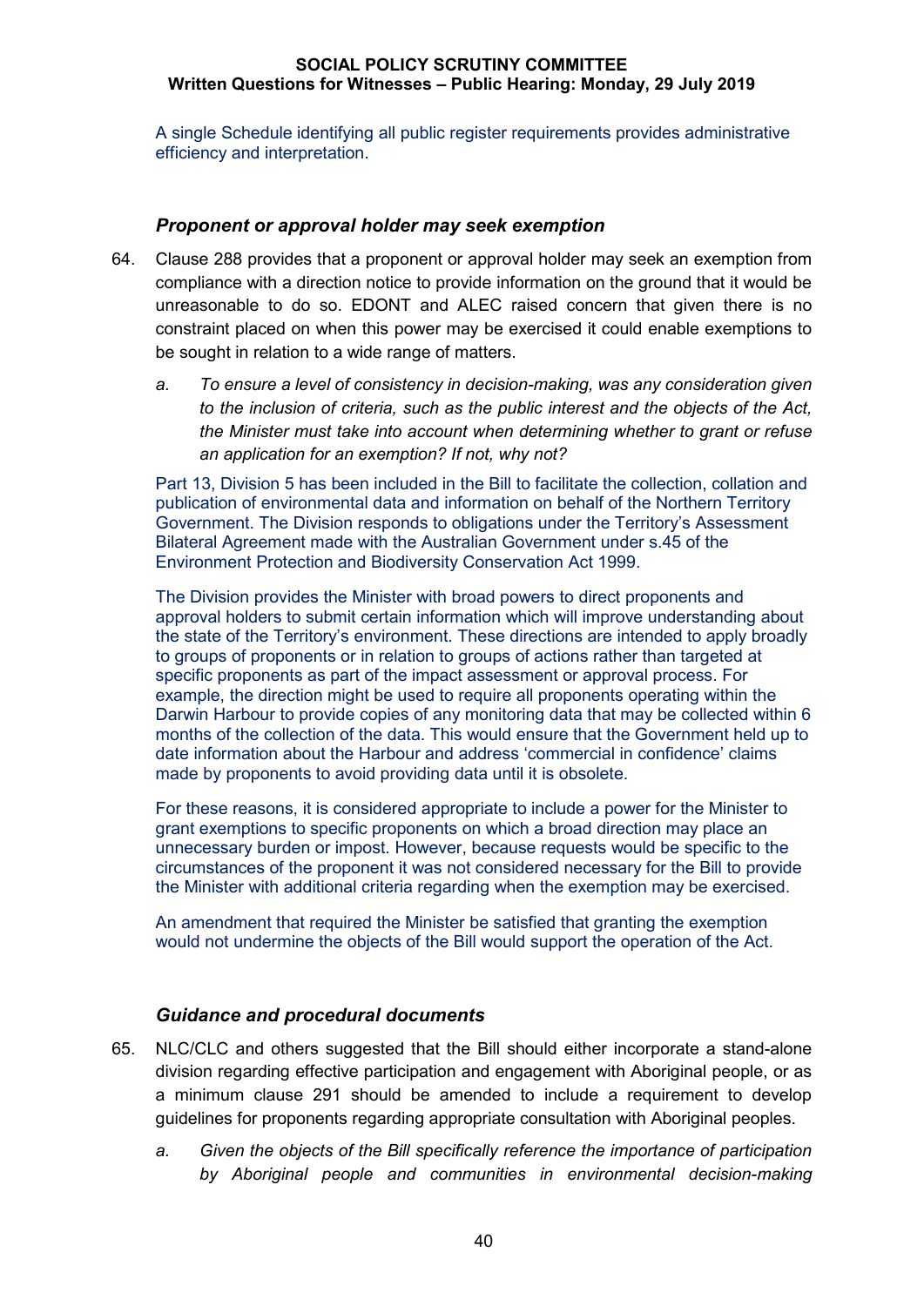A single Schedule identifying all public register requirements provides administrative efficiency and interpretation.

### *Proponent or approval holder may seek exemption*

64. Clause 288 provides that a proponent or approval holder may seek an exemption from compliance with a direction notice to provide information on the ground that it would be unreasonable to do so. EDONT and ALEC raised concern that given there is no constraint placed on when this power may be exercised it could enable exemptions to be sought in relation to a wide range of matters.

    a. *To ensure a level of consistency in decision-making, was any consideration given to the inclusion of criteria, such as the public interest and the objects of the Act, the Minister must take into account when determining whether to grant or refuse an application for an exemption? If not, why not?*

Part 13, Division 5 has been included in the Bill to facilitate the collection, collation and publication of environmental data and information on behalf of the Northern Territory Government. The Division responds to obligations under the Territory's Assessment Bilateral Agreement made with the Australian Government under s.45 of the Environment Protection and Biodiversity Conservation Act 1999.

The Division provides the Minister with broad powers to direct proponents and approval holders to submit certain information which will improve understanding about the state of the Territory's environment. These directions are intended to apply broadly to groups of proponents or in relation to groups of actions rather than targeted at specific proponents as part of the impact assessment or approval process. For example, the direction might be used to require all proponents operating within the Darwin Harbour to provide copies of any monitoring data that may be collected within 6 months of the collection of the data. This would ensure that the Government held up to date information about the Harbour and address 'commercial in confidence' claims made by proponents to avoid providing data until it is obsolete.

For these reasons, it is considered appropriate to include a power for the Minister to grant exemptions to specific proponents on which a broad direction may place an unnecessary burden or impost. However, because requests would be specific to the circumstances of the proponent it was not considered necessary for the Bill to provide the Minister with additional criteria regarding when the exemption may be exercised.

An amendment that required the Minister be satisfied that granting the exemption would not undermine the objects of the Bill would support the operation of the Act.

### *Guidance and procedural documents*

65. NLC/CLC and others suggested that the Bill should either incorporate a stand-alone division regarding effective participation and engagement with Aboriginal people, or as a minimum clause 291 should be amended to include a requirement to develop guidelines for proponents regarding appropriate consultation with Aboriginal peoples.

    a. *Given the objects of the Bill specifically reference the importance of participation by Aboriginal people and communities in environmental decision-making*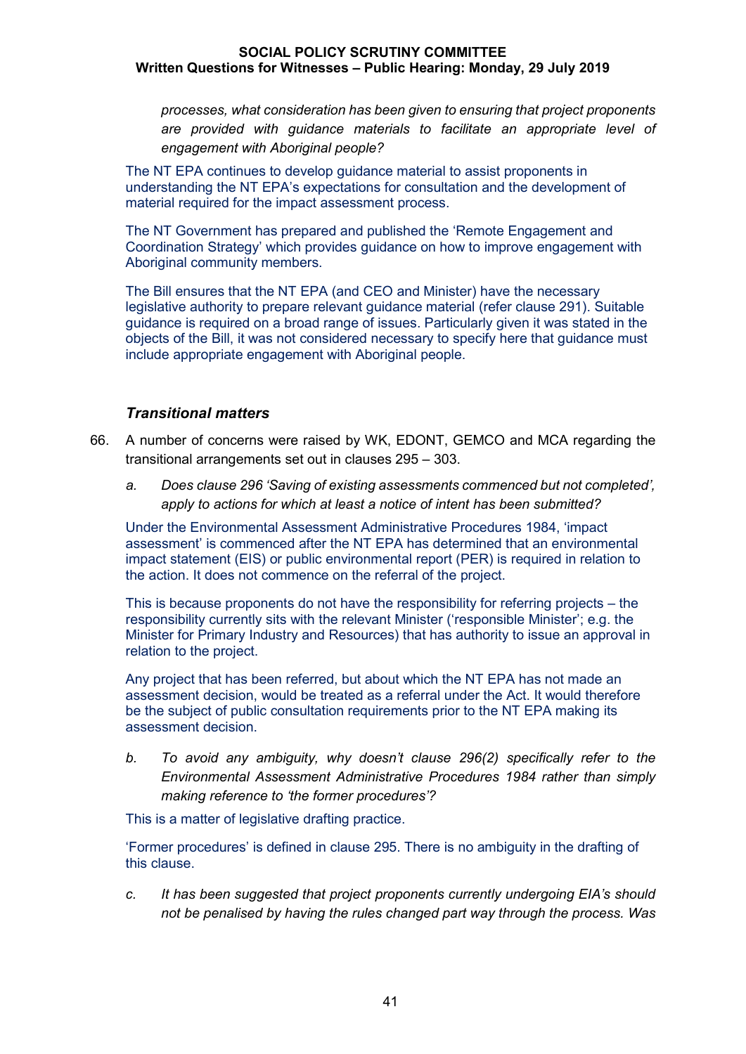*processes, what consideration has been given to ensuring that project proponents are provided with guidance materials to facilitate an appropriate level of engagement with Aboriginal people?*

The NT EPA continues to develop guidance material to assist proponents in understanding the NT EPA's expectations for consultation and the development of material required for the impact assessment process.

The NT Government has prepared and published the 'Remote Engagement and Coordination Strategy' which provides guidance on how to improve engagement with Aboriginal community members.

The Bill ensures that the NT EPA (and CEO and Minister) have the necessary legislative authority to prepare relevant guidance material (refer clause 291). Suitable guidance is required on a broad range of issues. Particularly given it was stated in the objects of the Bill, it was not considered necessary to specify here that guidance must include appropriate engagement with Aboriginal people.

### *Transitional matters*

66. A number of concerns were raised by WK, EDONT, GEMCO and MCA regarding the transitional arrangements set out in clauses 295 – 303.

    a. *Does clause 296 'Saving of existing assessments commenced but not completed', apply to actions for which at least a notice of intent has been submitted?*

    Under the Environmental Assessment Administrative Procedures 1984, 'impact assessment' is commenced after the NT EPA has determined that an environmental impact statement (EIS) or public environmental report (PER) is required in relation to the action. It does not commence on the referral of the project.

    This is because proponents do not have the responsibility for referring projects – the responsibility currently sits with the relevant Minister ('responsible Minister'; e.g. the Minister for Primary Industry and Resources) that has authority to issue an approval in relation to the project.

    Any project that has been referred, but about which the NT EPA has not made an assessment decision, would be treated as a referral under the Act. It would therefore be the subject of public consultation requirements prior to the NT EPA making its assessment decision.

    b. *To avoid any ambiguity, why doesn't clause 296(2) specifically refer to the Environmental Assessment Administrative Procedures 1984 rather than simply making reference to 'the former procedures'?*

    This is a matter of legislative drafting practice.

    'Former procedures' is defined in clause 295. There is no ambiguity in the drafting of this clause.

    c. *It has been suggested that project proponents currently undergoing EIA's should not be penalised by having the rules changed part way through the process. Was*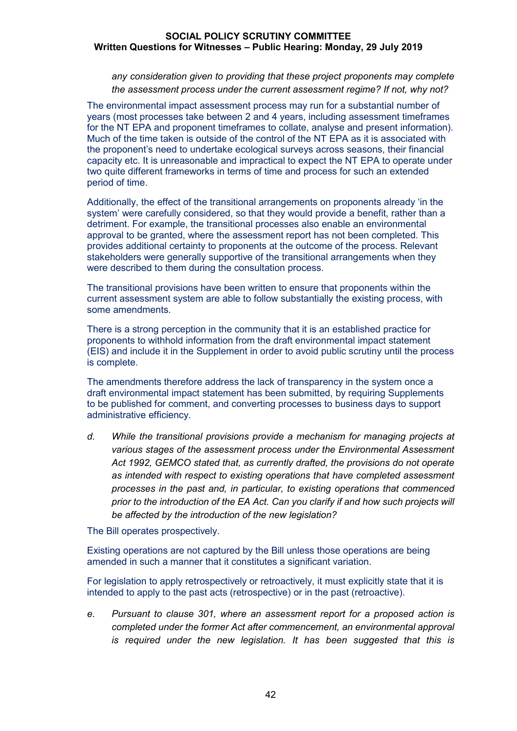*any consideration given to providing that these project proponents may complete the assessment process under the current assessment regime? If not, why not?*

The environmental impact assessment process may run for a substantial number of years (most processes take between 2 and 4 years, including assessment timeframes for the NT EPA and proponent timeframes to collate, analyse and present information). Much of the time taken is outside of the control of the NT EPA as it is associated with the proponent's need to undertake ecological surveys across seasons, their financial capacity etc. It is unreasonable and impractical to expect the NT EPA to operate under two quite different frameworks in terms of time and process for such an extended period of time.

Additionally, the effect of the transitional arrangements on proponents already 'in the system' were carefully considered, so that they would provide a benefit, rather than a detriment. For example, the transitional processes also enable an environmental approval to be granted, where the assessment report has not been completed. This provides additional certainty to proponents at the outcome of the process. Relevant stakeholders were generally supportive of the transitional arrangements when they were described to them during the consultation process.

The transitional provisions have been written to ensure that proponents within the current assessment system are able to follow substantially the existing process, with some amendments.

There is a strong perception in the community that it is an established practice for proponents to withhold information from the draft environmental impact statement (EIS) and include it in the Supplement in order to avoid public scrutiny until the process is complete.

The amendments therefore address the lack of transparency in the system once a draft environmental impact statement has been submitted, by requiring Supplements to be published for comment, and converting processes to business days to support administrative efficiency.

d. *While the transitional provisions provide a mechanism for managing projects at various stages of the assessment process under the Environmental Assessment Act 1992, GEMCO stated that, as currently drafted, the provisions do not operate as intended with respect to existing operations that have completed assessment processes in the past and, in particular, to existing operations that commenced prior to the introduction of the EA Act. Can you clarify if and how such projects will be affected by the introduction of the new legislation?*

The Bill operates prospectively.

Existing operations are not captured by the Bill unless those operations are being amended in such a manner that it constitutes a significant variation.

For legislation to apply retrospectively or retroactively, it must explicitly state that it is intended to apply to the past acts (retrospective) or in the past (retroactive).

e. *Pursuant to clause 301, where an assessment report for a proposed action is completed under the former Act after commencement, an environmental approval is required under the new legislation. It has been suggested that this is*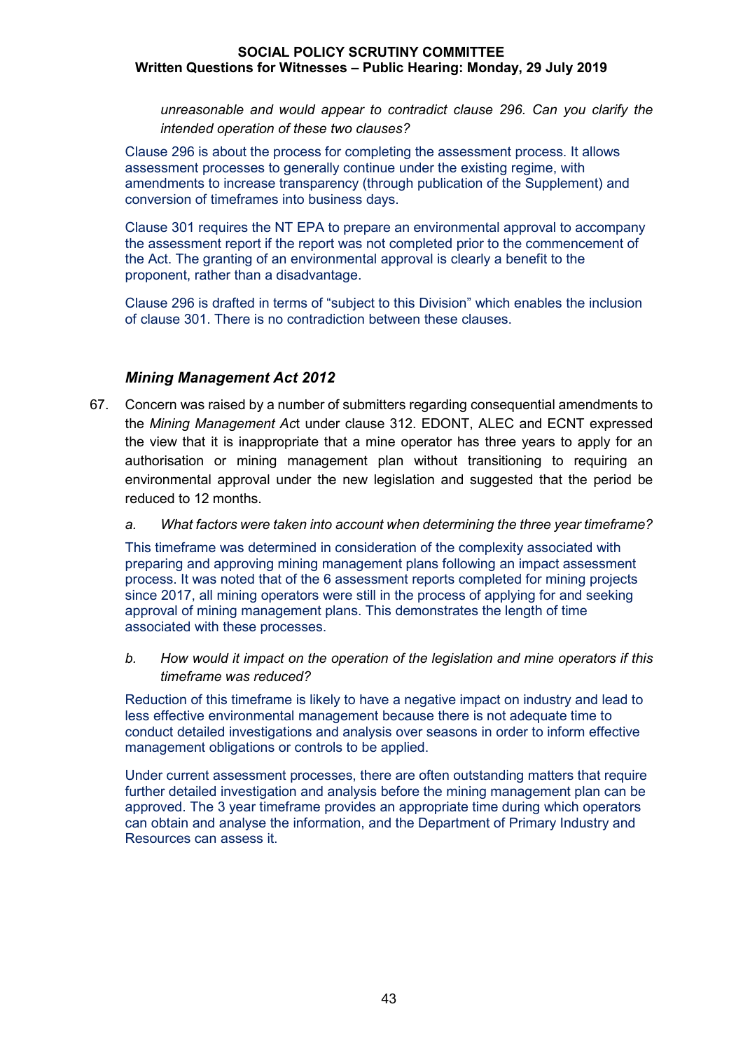*unreasonable and would appear to contradict clause 296. Can you clarify the intended operation of these two clauses?*

Clause 296 is about the process for completing the assessment process. It allows assessment processes to generally continue under the existing regime, with amendments to increase transparency (through publication of the Supplement) and conversion of timeframes into business days.

Clause 301 requires the NT EPA to prepare an environmental approval to accompany the assessment report if the report was not completed prior to the commencement of the Act. The granting of an environmental approval is clearly a benefit to the proponent, rather than a disadvantage.

Clause 296 is drafted in terms of "subject to this Division" which enables the inclusion of clause 301. There is no contradiction between these clauses.

### *Mining Management Act 2012*

67. Concern was raised by a number of submitters regarding consequential amendments to the *Mining Management Act* under clause 312. EDONT, ALEC and ECNT expressed the view that it is inappropriate that a mine operator has three years to apply for an authorisation or mining management plan without transitioning to requiring an environmental approval under the new legislation and suggested that the period be reduced to 12 months.

    a. *What factors were taken into account when determining the three year timeframe?*

    This timeframe was determined in consideration of the complexity associated with preparing and approving mining management plans following an impact assessment process. It was noted that of the 6 assessment reports completed for mining projects since 2017, all mining operators were still in the process of applying for and seeking approval of mining management plans. This demonstrates the length of time associated with these processes.

    b. *How would it impact on the operation of the legislation and mine operators if this timeframe was reduced?*

    Reduction of this timeframe is likely to have a negative impact on industry and lead to less effective environmental management because there is not adequate time to conduct detailed investigations and analysis over seasons in order to inform effective management obligations or controls to be applied.

    Under current assessment processes, there are often outstanding matters that require further detailed investigation and analysis before the mining management plan can be approved. The 3 year timeframe provides an appropriate time during which operators can obtain and analyse the information, and the Department of Primary Industry and Resources can assess it.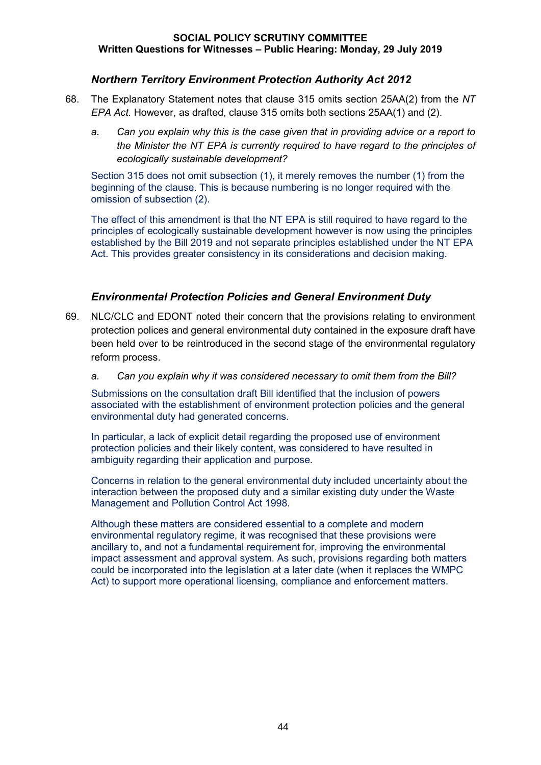### *Northern Territory Environment Protection Authority Act 2012*

68. The Explanatory Statement notes that clause 315 omits section 25AA(2) from the *NT EPA Act.* However, as drafted, clause 315 omits both sections 25AA(1) and (2).

    a. *Can you explain why this is the case given that in providing advice or a report to the Minister the NT EPA is currently required to have regard to the principles of ecologically sustainable development?*

    Section 315 does not omit subsection (1), it merely removes the number (1) from the beginning of the clause. This is because numbering is no longer required with the omission of subsection (2).

    The effect of this amendment is that the NT EPA is still required to have regard to the principles of ecologically sustainable development however is now using the principles established by the Bill 2019 and not separate principles established under the NT EPA Act. This provides greater consistency in its considerations and decision making.

### *Environmental Protection Policies and General Environment Duty*

69. NLC/CLC and EDONT noted their concern that the provisions relating to environment protection polices and general environmental duty contained in the exposure draft have been held over to be reintroduced in the second stage of the environmental regulatory reform process.

    a. *Can you explain why it was considered necessary to omit them from the Bill?*

    Submissions on the consultation draft Bill identified that the inclusion of powers associated with the establishment of environment protection policies and the general environmental duty had generated concerns.

    In particular, a lack of explicit detail regarding the proposed use of environment protection policies and their likely content, was considered to have resulted in ambiguity regarding their application and purpose.

    Concerns in relation to the general environmental duty included uncertainty about the interaction between the proposed duty and a similar existing duty under the Waste Management and Pollution Control Act 1998.

    Although these matters are considered essential to a complete and modern environmental regulatory regime, it was recognised that these provisions were ancillary to, and not a fundamental requirement for, improving the environmental impact assessment and approval system. As such, provisions regarding both matters could be incorporated into the legislation at a later date (when it replaces the WMPC Act) to support more operational licensing, compliance and enforcement matters.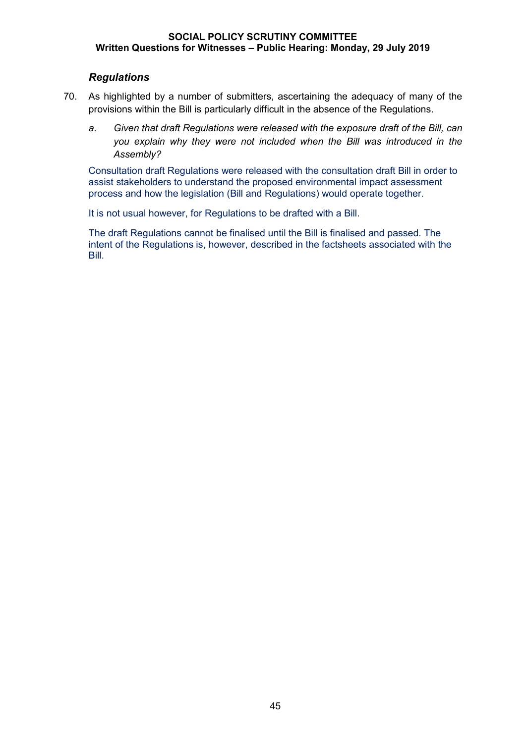### *Regulations*

70. As highlighted by a number of submitters, ascertaining the adequacy of many of the provisions within the Bill is particularly difficult in the absence of the Regulations.

    a. *Given that draft Regulations were released with the exposure draft of the Bill, can you explain why they were not included when the Bill was introduced in the Assembly?*

Consultation draft Regulations were released with the consultation draft Bill in order to assist stakeholders to understand the proposed environmental impact assessment process and how the legislation (Bill and Regulations) would operate together.

It is not usual however, for Regulations to be drafted with a Bill.

The draft Regulations cannot be finalised until the Bill is finalised and passed. The intent of the Regulations is, however, described in the factsheets associated with the Bill.